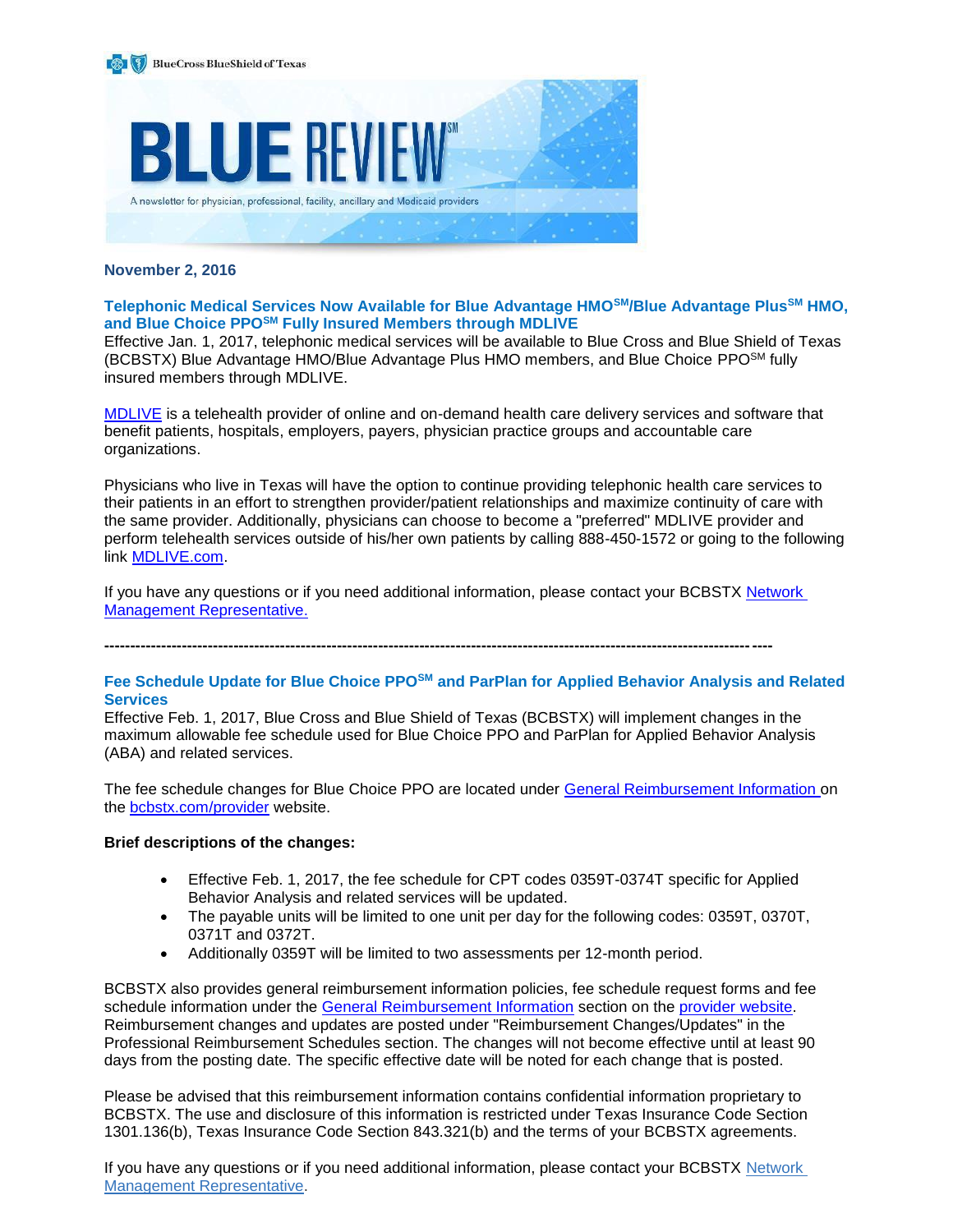BlueCross BlueShield of Texas

# BLUE REVIEW℠

A newsletter for physician, professional, facility, ancillary and Medicaid providers

**November 2, 2016**

## Telephonic Medical Services Now Available for Blue Advantage HMO℠/Blue Advantage Plus℠ HMO, and Blue Choice PPO℠ Fully Insured Members through MDLIVE

Effective Jan. 1, 2017, telephonic medical services will be available to Blue Cross and Blue Shield of Texas (BCBSTX) Blue Advantage HMO/Blue Advantage Plus HMO members, and Blue Choice PPO℠ fully insured members through MDLIVE.

[MDLIVE](MDLIVE) is a telehealth provider of online and on-demand health care delivery services and software that benefit patients, hospitals, employers, payers, physician practice groups and accountable care organizations.

Physicians who live in Texas will have the option to continue providing telephonic health care services to their patients in an effort to strengthen provider/patient relationships and maximize continuity of care with the same provider. Additionally, physicians can choose to become a "preferred" MDLIVE provider and perform telehealth services outside of his/her own patients by calling 888-450-1572 or going to the following link [MDLIVE.com](MDLIVE.com).

If you have any questions or if you need additional information, please contact your BCBSTX [Network Management Representative.](Network Management Representative)

---

## Fee Schedule Update for Blue Choice PPO℠ and ParPlan for Applied Behavior Analysis and Related Services

Effective Feb. 1, 2017, Blue Cross and Blue Shield of Texas (BCBSTX) will implement changes in the maximum allowable fee schedule used for Blue Choice PPO and ParPlan for Applied Behavior Analysis (ABA) and related services.

The fee schedule changes for Blue Choice PPO are located under [General Reimbursement Information](General Reimbursement Information) on the [bcbstx.com/provider](bcbstx.com/provider) website.

**Brief descriptions of the changes:**

- Effective Feb. 1, 2017, the fee schedule for CPT codes 0359T-0374T specific for Applied Behavior Analysis and related services will be updated.
- The payable units will be limited to one unit per day for the following codes: 0359T, 0370T, 0371T and 0372T.
- Additionally 0359T will be limited to two assessments per 12-month period.

BCBSTX also provides general reimbursement information policies, fee schedule request forms and fee schedule information under the [General Reimbursement Information](General Reimbursement Information) section on the [provider website](provider website). Reimbursement changes and updates are posted under "Reimbursement Changes/Updates" in the Professional Reimbursement Schedules section. The changes will not become effective until at least 90 days from the posting date. The specific effective date will be noted for each change that is posted.

Please be advised that this reimbursement information contains confidential information proprietary to BCBSTX. The use and disclosure of this information is restricted under Texas Insurance Code Section 1301.136(b), Texas Insurance Code Section 843.321(b) and the terms of your BCBSTX agreements.

If you have any questions or if you need additional information, please contact your BCBSTX [Network Management Representative](Network Management Representative).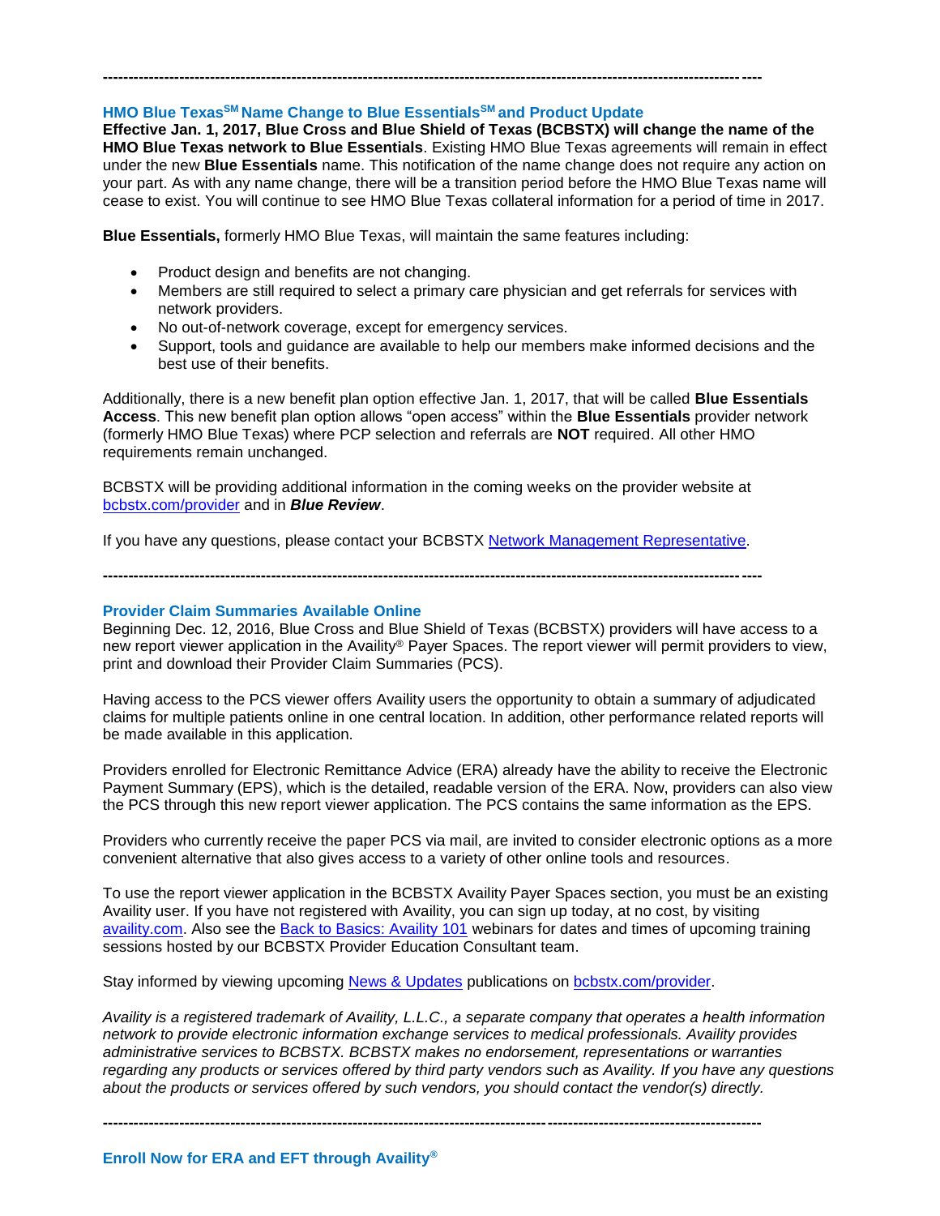---

## HMO Blue Texas[SM] Name Change to Blue Essentials[SM] and Product Update

**Effective Jan. 1, 2017, Blue Cross and Blue Shield of Texas (BCBSTX) will change the name of the HMO Blue Texas network to Blue Essentials**. Existing HMO Blue Texas agreements will remain in effect under the new **Blue Essentials** name. This notification of the name change does not require any action on your part. As with any name change, there will be a transition period before the HMO Blue Texas name will cease to exist. You will continue to see HMO Blue Texas collateral information for a period of time in 2017.

**Blue Essentials,** formerly HMO Blue Texas, will maintain the same features including:

- Product design and benefits are not changing.
- Members are still required to select a primary care physician and get referrals for services with network providers.
- No out-of-network coverage, except for emergency services.
- Support, tools and guidance are available to help our members make informed decisions and the best use of their benefits.

Additionally, there is a new benefit plan option effective Jan. 1, 2017, that will be called **Blue Essentials Access**. This new benefit plan option allows "open access" within the **Blue Essentials** provider network (formerly HMO Blue Texas) where PCP selection and referrals are **NOT** required. All other HMO requirements remain unchanged.

BCBSTX will be providing additional information in the coming weeks on the provider website at bcbstx.com/provider and in ***Blue Review***.

If you have any questions, please contact your BCBSTX Network Management Representative.

---

## Provider Claim Summaries Available Online

Beginning Dec. 12, 2016, Blue Cross and Blue Shield of Texas (BCBSTX) providers will have access to a new report viewer application in the Availity® Payer Spaces. The report viewer will permit providers to view, print and download their Provider Claim Summaries (PCS).

Having access to the PCS viewer offers Availity users the opportunity to obtain a summary of adjudicated claims for multiple patients online in one central location. In addition, other performance related reports will be made available in this application.

Providers enrolled for Electronic Remittance Advice (ERA) already have the ability to receive the Electronic Payment Summary (EPS), which is the detailed, readable version of the ERA. Now, providers can also view the PCS through this new report viewer application. The PCS contains the same information as the EPS.

Providers who currently receive the paper PCS via mail, are invited to consider electronic options as a more convenient alternative that also gives access to a variety of other online tools and resources.

To use the report viewer application in the BCBSTX Availity Payer Spaces section, you must be an existing Availity user. If you have not registered with Availity, you can sign up today, at no cost, by visiting availity.com. Also see the Back to Basics: Availity 101 webinars for dates and times of upcoming training sessions hosted by our BCBSTX Provider Education Consultant team.

Stay informed by viewing upcoming News & Updates publications on bcbstx.com/provider.

*Availity is a registered trademark of Availity, L.L.C., a separate company that operates a health information network to provide electronic information exchange services to medical professionals. Availity provides administrative services to BCBSTX. BCBSTX makes no endorsement, representations or warranties regarding any products or services offered by third party vendors such as Availity. If you have any questions about the products or services offered by such vendors, you should contact the vendor(s) directly.*

---

## Enroll Now for ERA and EFT through Availity®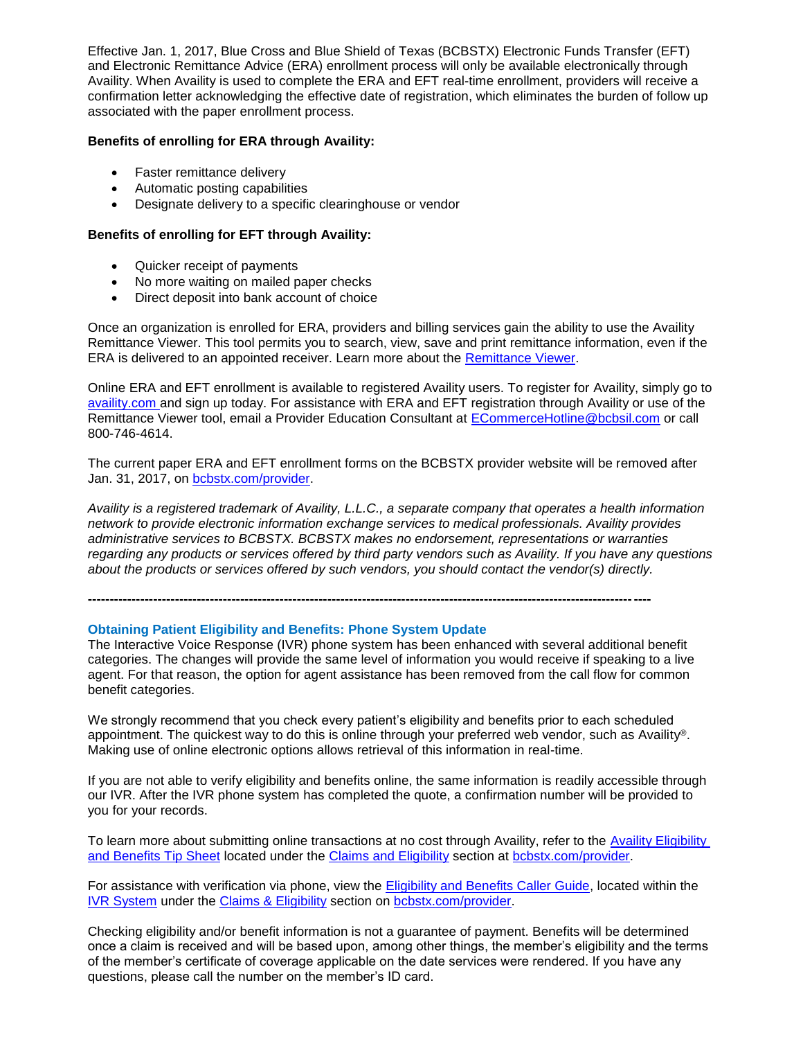Effective Jan. 1, 2017, Blue Cross and Blue Shield of Texas (BCBSTX) Electronic Funds Transfer (EFT) and Electronic Remittance Advice (ERA) enrollment process will only be available electronically through Availity. When Availity is used to complete the ERA and EFT real-time enrollment, providers will receive a confirmation letter acknowledging the effective date of registration, which eliminates the burden of follow up associated with the paper enrollment process.

**Benefits of enrolling for ERA through Availity:**

- Faster remittance delivery
- Automatic posting capabilities
- Designate delivery to a specific clearinghouse or vendor

**Benefits of enrolling for EFT through Availity:**

- Quicker receipt of payments
- No more waiting on mailed paper checks
- Direct deposit into bank account of choice

Once an organization is enrolled for ERA, providers and billing services gain the ability to use the Availity Remittance Viewer. This tool permits you to search, view, save and print remittance information, even if the ERA is delivered to an appointed receiver. Learn more about the Remittance Viewer.

Online ERA and EFT enrollment is available to registered Availity users. To register for Availity, simply go to availity.com and sign up today. For assistance with ERA and EFT registration through Availity or use of the Remittance Viewer tool, email a Provider Education Consultant at ECommerceHotline@bcbsil.com or call 800-746-4614.

The current paper ERA and EFT enrollment forms on the BCBSTX provider website will be removed after Jan. 31, 2017, on bcbstx.com/provider.

*Availity is a registered trademark of Availity, L.L.C., a separate company that operates a health information network to provide electronic information exchange services to medical professionals. Availity provides administrative services to BCBSTX. BCBSTX makes no endorsement, representations or warranties regarding any products or services offered by third party vendors such as Availity. If you have any questions about the products or services offered by such vendors, you should contact the vendor(s) directly.*

---

### Obtaining Patient Eligibility and Benefits: Phone System Update

The Interactive Voice Response (IVR) phone system has been enhanced with several additional benefit categories. The changes will provide the same level of information you would receive if speaking to a live agent. For that reason, the option for agent assistance has been removed from the call flow for common benefit categories.

We strongly recommend that you check every patient's eligibility and benefits prior to each scheduled appointment. The quickest way to do this is online through your preferred web vendor, such as Availity®. Making use of online electronic options allows retrieval of this information in real-time.

If you are not able to verify eligibility and benefits online, the same information is readily accessible through our IVR. After the IVR phone system has completed the quote, a confirmation number will be provided to you for your records.

To learn more about submitting online transactions at no cost through Availity, refer to the Availity Eligibility and Benefits Tip Sheet located under the Claims and Eligibility section at bcbstx.com/provider.

For assistance with verification via phone, view the Eligibility and Benefits Caller Guide, located within the IVR System under the Claims & Eligibility section on bcbstx.com/provider.

Checking eligibility and/or benefit information is not a guarantee of payment. Benefits will be determined once a claim is received and will be based upon, among other things, the member's eligibility and the terms of the member's certificate of coverage applicable on the date services were rendered. If you have any questions, please call the number on the member's ID card.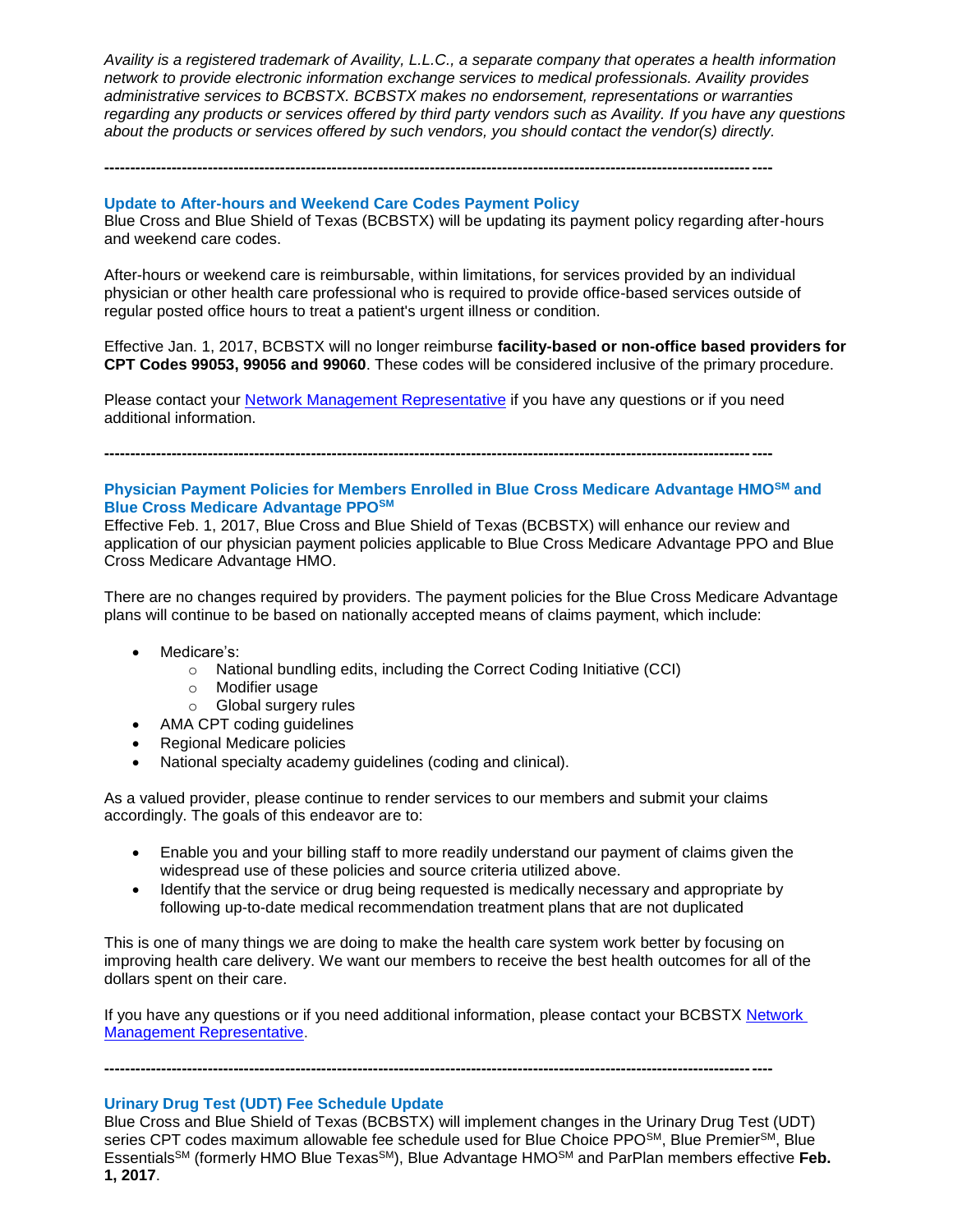*Availity is a registered trademark of Availity, L.L.C., a separate company that operates a health information network to provide electronic information exchange services to medical professionals. Availity provides administrative services to BCBSTX. BCBSTX makes no endorsement, representations or warranties regarding any products or services offered by third party vendors such as Availity. If you have any questions about the products or services offered by such vendors, you should contact the vendor(s) directly.*

---

### Update to After-hours and Weekend Care Codes Payment Policy

Blue Cross and Blue Shield of Texas (BCBSTX) will be updating its payment policy regarding after-hours and weekend care codes.

After-hours or weekend care is reimbursable, within limitations, for services provided by an individual physician or other health care professional who is required to provide office-based services outside of regular posted office hours to treat a patient's urgent illness or condition.

Effective Jan. 1, 2017, BCBSTX will no longer reimburse **facility-based or non-office based providers for CPT Codes 99053, 99056 and 99060**. These codes will be considered inclusive of the primary procedure.

Please contact your Network Management Representative if you have any questions or if you need additional information.

---

### Physician Payment Policies for Members Enrolled in Blue Cross Medicare Advantage HMO℠ and Blue Cross Medicare Advantage PPO℠

Effective Feb. 1, 2017, Blue Cross and Blue Shield of Texas (BCBSTX) will enhance our review and application of our physician payment policies applicable to Blue Cross Medicare Advantage PPO and Blue Cross Medicare Advantage HMO.

There are no changes required by providers. The payment policies for the Blue Cross Medicare Advantage plans will continue to be based on nationally accepted means of claims payment, which include:

- Medicare's:
  - National bundling edits, including the Correct Coding Initiative (CCI)
  - Modifier usage
  - Global surgery rules
- AMA CPT coding guidelines
- Regional Medicare policies
- National specialty academy guidelines (coding and clinical).

As a valued provider, please continue to render services to our members and submit your claims accordingly. The goals of this endeavor are to:

- Enable you and your billing staff to more readily understand our payment of claims given the widespread use of these policies and source criteria utilized above.
- Identify that the service or drug being requested is medically necessary and appropriate by following up-to-date medical recommendation treatment plans that are not duplicated

This is one of many things we are doing to make the health care system work better by focusing on improving health care delivery. We want our members to receive the best health outcomes for all of the dollars spent on their care.

If you have any questions or if you need additional information, please contact your BCBSTX Network Management Representative.

---

### Urinary Drug Test (UDT) Fee Schedule Update

Blue Cross and Blue Shield of Texas (BCBSTX) will implement changes in the Urinary Drug Test (UDT) series CPT codes maximum allowable fee schedule used for Blue Choice PPO℠, Blue Premier℠, Blue Essentials℠ (formerly HMO Blue Texas℠), Blue Advantage HMO℠ and ParPlan members effective **Feb. 1, 2017**.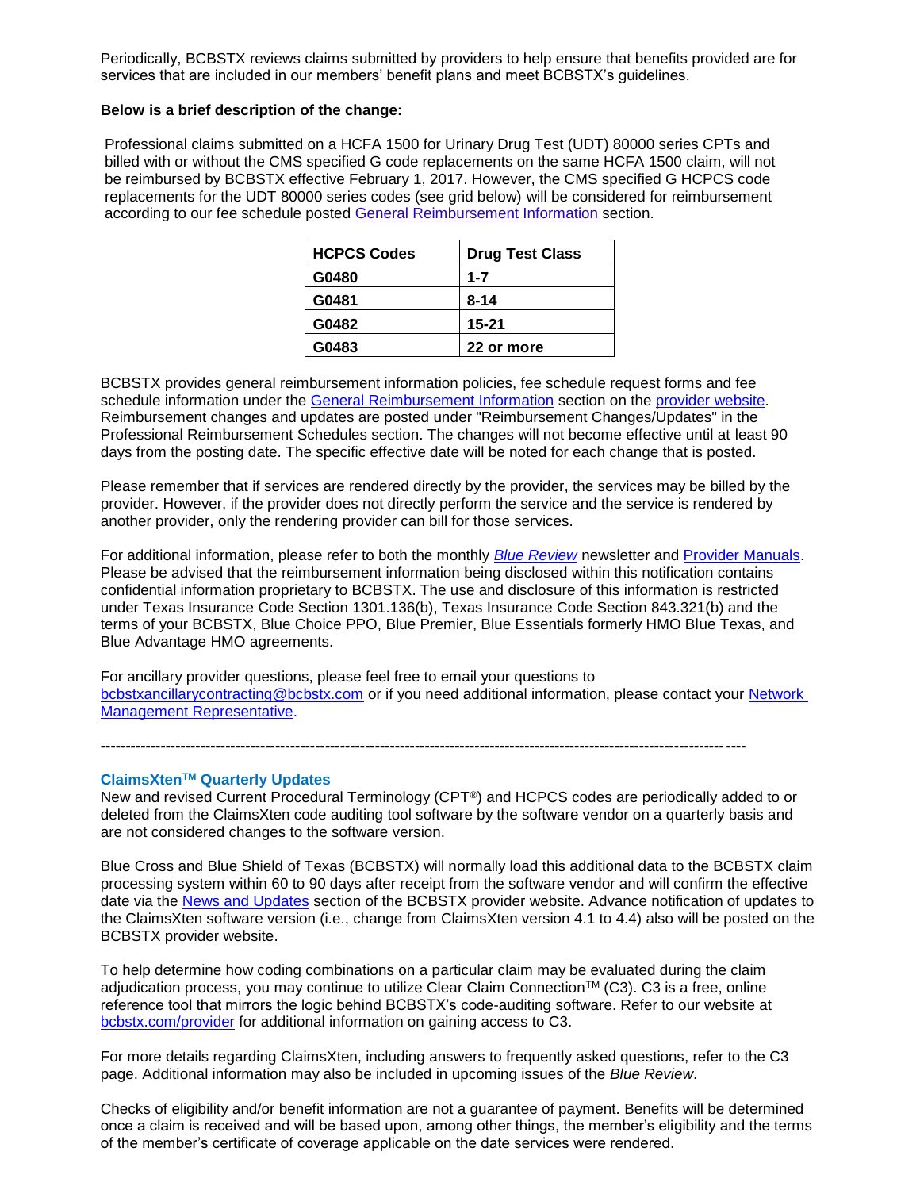Periodically, BCBSTX reviews claims submitted by providers to help ensure that benefits provided are for services that are included in our members' benefit plans and meet BCBSTX's guidelines.

**Below is a brief description of the change:**

Professional claims submitted on a HCFA 1500 for Urinary Drug Test (UDT) 80000 series CPTs and billed with or without the CMS specified G code replacements on the same HCFA 1500 claim, will not be reimbursed by BCBSTX effective February 1, 2017. However, the CMS specified G HCPCS code replacements for the UDT 80000 series codes (see grid below) will be considered for reimbursement according to our fee schedule posted General Reimbursement Information section.

| HCPCS Codes | Drug Test Class |
|---|---|
| G0480 | 1-7 |
| G0481 | 8-14 |
| G0482 | 15-21 |
| G0483 | 22 or more |

BCBSTX provides general reimbursement information policies, fee schedule request forms and fee schedule information under the General Reimbursement Information section on the provider website. Reimbursement changes and updates are posted under "Reimbursement Changes/Updates" in the Professional Reimbursement Schedules section. The changes will not become effective until at least 90 days from the posting date. The specific effective date will be noted for each change that is posted.

Please remember that if services are rendered directly by the provider, the services may be billed by the provider. However, if the provider does not directly perform the service and the service is rendered by another provider, only the rendering provider can bill for those services.

For additional information, please refer to both the monthly *Blue Review* newsletter and Provider Manuals. Please be advised that the reimbursement information being disclosed within this notification contains confidential information proprietary to BCBSTX. The use and disclosure of this information is restricted under Texas Insurance Code Section 1301.136(b), Texas Insurance Code Section 843.321(b) and the terms of your BCBSTX, Blue Choice PPO, Blue Premier, Blue Essentials formerly HMO Blue Texas, and Blue Advantage HMO agreements.

For ancillary provider questions, please feel free to email your questions to bcbstxancillarycontracting@bcbstx.com or if you need additional information, please contact your Network Management Representative.

---

### ClaimsXten™ Quarterly Updates

New and revised Current Procedural Terminology (CPT®) and HCPCS codes are periodically added to or deleted from the ClaimsXten code auditing tool software by the software vendor on a quarterly basis and are not considered changes to the software version.

Blue Cross and Blue Shield of Texas (BCBSTX) will normally load this additional data to the BCBSTX claim processing system within 60 to 90 days after receipt from the software vendor and will confirm the effective date via the News and Updates section of the BCBSTX provider website. Advance notification of updates to the ClaimsXten software version (i.e., change from ClaimsXten version 4.1 to 4.4) also will be posted on the BCBSTX provider website.

To help determine how coding combinations on a particular claim may be evaluated during the claim adjudication process, you may continue to utilize Clear Claim Connection™ (C3). C3 is a free, online reference tool that mirrors the logic behind BCBSTX's code-auditing software. Refer to our website at bcbstx.com/provider for additional information on gaining access to C3.

For more details regarding ClaimsXten, including answers to frequently asked questions, refer to the C3 page. Additional information may also be included in upcoming issues of the *Blue Review*.

Checks of eligibility and/or benefit information are not a guarantee of payment. Benefits will be determined once a claim is received and will be based upon, among other things, the member's eligibility and the terms of the member's certificate of coverage applicable on the date services were rendered.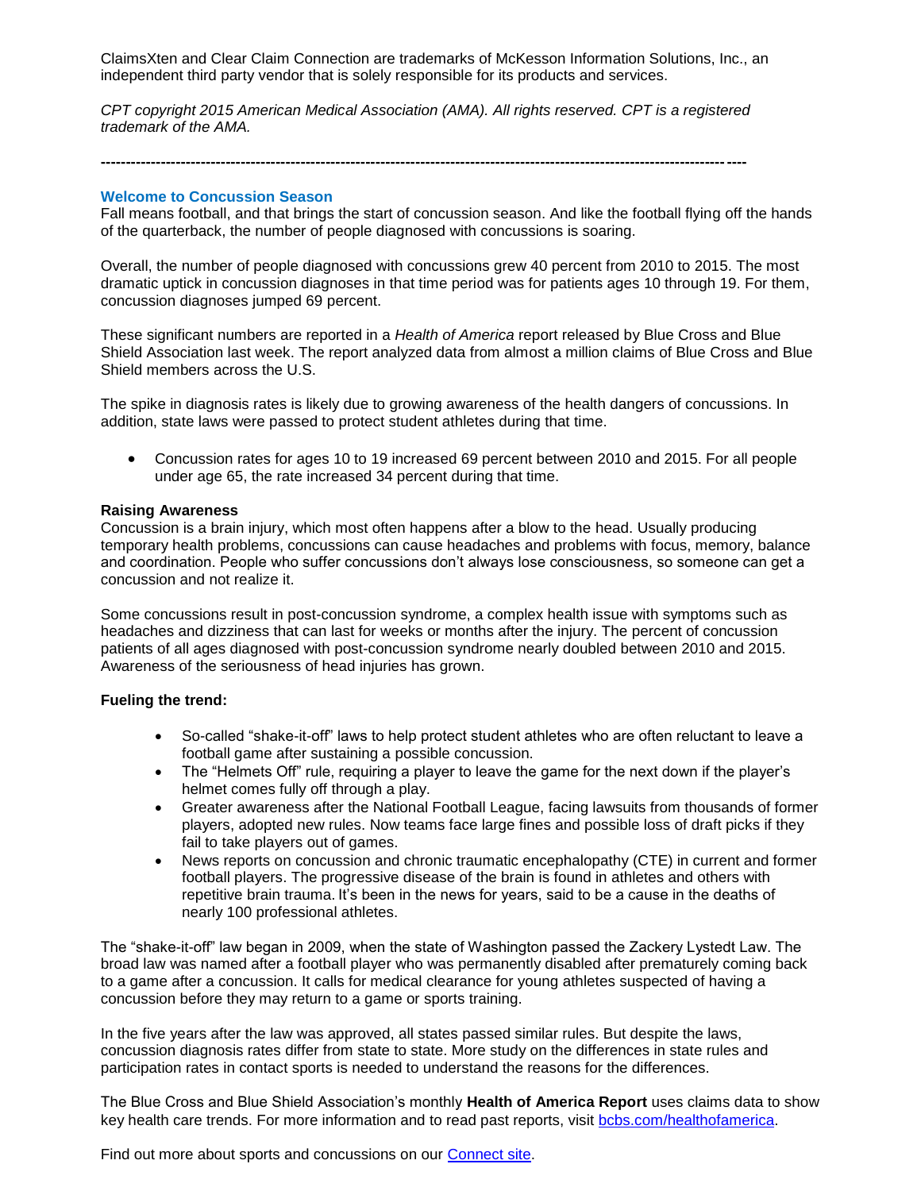ClaimsXten and Clear Claim Connection are trademarks of McKesson Information Solutions, Inc., an independent third party vendor that is solely responsible for its products and services.

*CPT copyright 2015 American Medical Association (AMA). All rights reserved. CPT is a registered trademark of the AMA.*

---

## Welcome to Concussion Season

Fall means football, and that brings the start of concussion season. And like the football flying off the hands of the quarterback, the number of people diagnosed with concussions is soaring.

Overall, the number of people diagnosed with concussions grew 40 percent from 2010 to 2015. The most dramatic uptick in concussion diagnoses in that time period was for patients ages 10 through 19. For them, concussion diagnoses jumped 69 percent.

These significant numbers are reported in a *Health of America* report released by Blue Cross and Blue Shield Association last week. The report analyzed data from almost a million claims of Blue Cross and Blue Shield members across the U.S.

The spike in diagnosis rates is likely due to growing awareness of the health dangers of concussions. In addition, state laws were passed to protect student athletes during that time.

- Concussion rates for ages 10 to 19 increased 69 percent between 2010 and 2015. For all people under age 65, the rate increased 34 percent during that time.

**Raising Awareness**

Concussion is a brain injury, which most often happens after a blow to the head. Usually producing temporary health problems, concussions can cause headaches and problems with focus, memory, balance and coordination. People who suffer concussions don't always lose consciousness, so someone can get a concussion and not realize it.

Some concussions result in post-concussion syndrome, a complex health issue with symptoms such as headaches and dizziness that can last for weeks or months after the injury. The percent of concussion patients of all ages diagnosed with post-concussion syndrome nearly doubled between 2010 and 2015. Awareness of the seriousness of head injuries has grown.

**Fueling the trend:**

- So-called "shake-it-off" laws to help protect student athletes who are often reluctant to leave a football game after sustaining a possible concussion.
- The "Helmets Off" rule, requiring a player to leave the game for the next down if the player's helmet comes fully off through a play.
- Greater awareness after the National Football League, facing lawsuits from thousands of former players, adopted new rules. Now teams face large fines and possible loss of draft picks if they fail to take players out of games.
- News reports on concussion and chronic traumatic encephalopathy (CTE) in current and former football players. The progressive disease of the brain is found in athletes and others with repetitive brain trauma. It's been in the news for years, said to be a cause in the deaths of nearly 100 professional athletes.

The "shake-it-off" law began in 2009, when the state of Washington passed the Zackery Lystedt Law. The broad law was named after a football player who was permanently disabled after prematurely coming back to a game after a concussion. It calls for medical clearance for young athletes suspected of having a concussion before they may return to a game or sports training.

In the five years after the law was approved, all states passed similar rules. But despite the laws, concussion diagnosis rates differ from state to state. More study on the differences in state rules and participation rates in contact sports is needed to understand the reasons for the differences.

The Blue Cross and Blue Shield Association's monthly **Health of America Report** uses claims data to show key health care trends. For more information and to read past reports, visit [bcbs.com/healthofamerica](bcbs.com/healthofamerica).

Find out more about sports and concussions on our [Connect site](Connect site).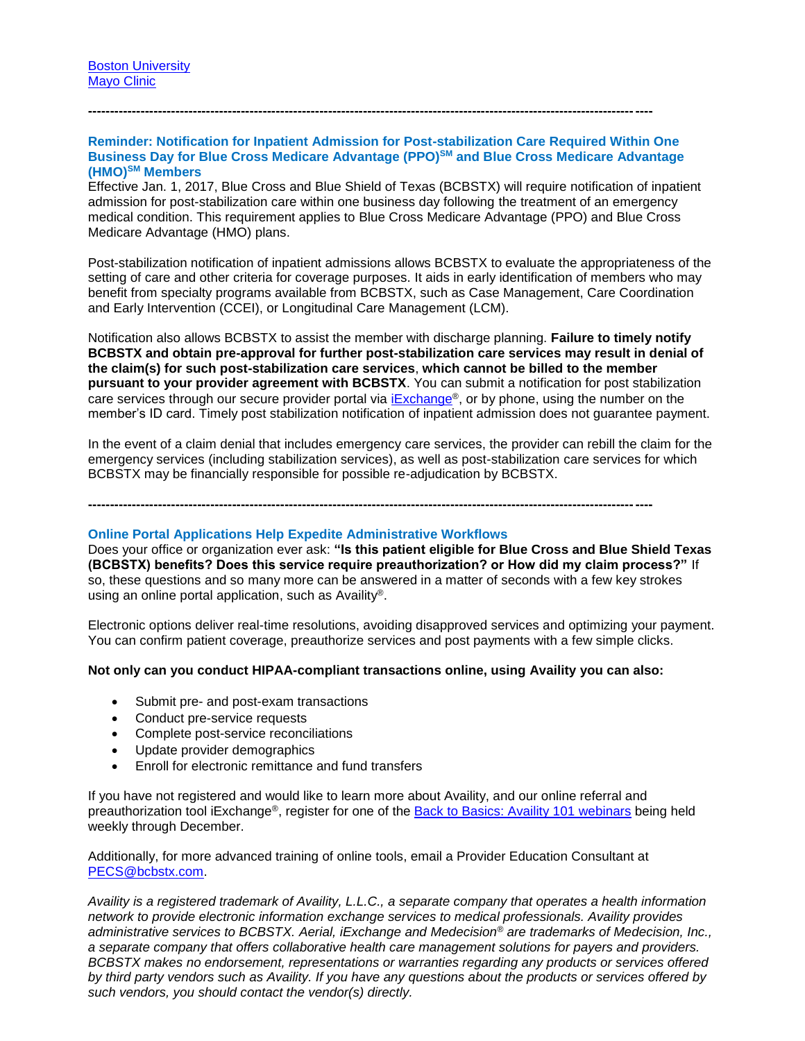[Boston University](#)
[Mayo Clinic](#)

---

### Reminder: Notification for Inpatient Admission for Post-stabilization Care Required Within One Business Day for Blue Cross Medicare Advantage (PPO)SM and Blue Cross Medicare Advantage (HMO)SM Members

Effective Jan. 1, 2017, Blue Cross and Blue Shield of Texas (BCBSTX) will require notification of inpatient admission for post-stabilization care within one business day following the treatment of an emergency medical condition. This requirement applies to Blue Cross Medicare Advantage (PPO) and Blue Cross Medicare Advantage (HMO) plans.

Post-stabilization notification of inpatient admissions allows BCBSTX to evaluate the appropriateness of the setting of care and other criteria for coverage purposes. It aids in early identification of members who may benefit from specialty programs available from BCBSTX, such as Case Management, Care Coordination and Early Intervention (CCEI), or Longitudinal Care Management (LCM).

Notification also allows BCBSTX to assist the member with discharge planning. **Failure to timely notify BCBSTX and obtain pre-approval for further post-stabilization care services may result in denial of the claim(s) for such post-stabilization care services**, **which cannot be billed to the member pursuant to your provider agreement with BCBSTX**. You can submit a notification for post stabilization care services through our secure provider portal via [iExchange](#)®, or by phone, using the number on the member's ID card. Timely post stabilization notification of inpatient admission does not guarantee payment.

In the event of a claim denial that includes emergency care services, the provider can rebill the claim for the emergency services (including stabilization services), as well as post-stabilization care services for which BCBSTX may be financially responsible for possible re-adjudication by BCBSTX.

---

### Online Portal Applications Help Expedite Administrative Workflows

Does your office or organization ever ask: **"Is this patient eligible for Blue Cross and Blue Shield Texas (BCBSTX) benefits? Does this service require preauthorization? or How did my claim process?"** If so, these questions and so many more can be answered in a matter of seconds with a few key strokes using an online portal application, such as Availity®.

Electronic options deliver real-time resolutions, avoiding disapproved services and optimizing your payment. You can confirm patient coverage, preauthorize services and post payments with a few simple clicks.

**Not only can you conduct HIPAA-compliant transactions online, using Availity you can also:**

- Submit pre- and post-exam transactions
- Conduct pre-service requests
- Complete post-service reconciliations
- Update provider demographics
- Enroll for electronic remittance and fund transfers

If you have not registered and would like to learn more about Availity, and our online referral and preauthorization tool iExchange®, register for one of the [Back to Basics: Availity 101 webinars](#) being held weekly through December.

Additionally, for more advanced training of online tools, email a Provider Education Consultant at [PECS@bcbstx.com](mailto:PECS@bcbstx.com).

*Availity is a registered trademark of Availity, L.L.C., a separate company that operates a health information network to provide electronic information exchange services to medical professionals. Availity provides administrative services to BCBSTX. Aerial, iExchange and Medecision® are trademarks of Medecision, Inc., a separate company that offers collaborative health care management solutions for payers and providers. BCBSTX makes no endorsement, representations or warranties regarding any products or services offered by third party vendors such as Availity. If you have any questions about the products or services offered by such vendors, you should contact the vendor(s) directly.*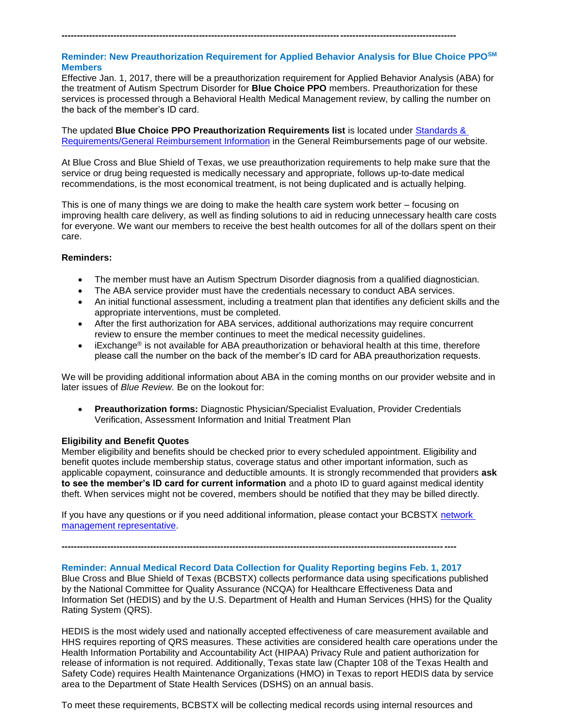---

### Reminder: New Preauthorization Requirement for Applied Behavior Analysis for Blue Choice PPO[SM] Members

Effective Jan. 1, 2017, there will be a preauthorization requirement for Applied Behavior Analysis (ABA) for the treatment of Autism Spectrum Disorder for **Blue Choice PPO** members. Preauthorization for these services is processed through a Behavioral Health Medical Management review, by calling the number on the back of the member's ID card.

The updated **Blue Choice PPO Preauthorization Requirements list** is located under Standards & Requirements/General Reimbursement Information in the General Reimbursements page of our website.

At Blue Cross and Blue Shield of Texas, we use preauthorization requirements to help make sure that the service or drug being requested is medically necessary and appropriate, follows up-to-date medical recommendations, is the most economical treatment, is not being duplicated and is actually helping.

This is one of many things we are doing to make the health care system work better – focusing on improving health care delivery, as well as finding solutions to aid in reducing unnecessary health care costs for everyone. We want our members to receive the best health outcomes for all of the dollars spent on their care.

**Reminders:**

- The member must have an Autism Spectrum Disorder diagnosis from a qualified diagnostician.
- The ABA service provider must have the credentials necessary to conduct ABA services.
- An initial functional assessment, including a treatment plan that identifies any deficient skills and the appropriate interventions, must be completed.
- After the first authorization for ABA services, additional authorizations may require concurrent review to ensure the member continues to meet the medical necessity guidelines.
- iExchange® is not available for ABA preauthorization or behavioral health at this time, therefore please call the number on the back of the member's ID card for ABA preauthorization requests.

We will be providing additional information about ABA in the coming months on our provider website and in later issues of *Blue Review.* Be on the lookout for:

- **Preauthorization forms:** Diagnostic Physician/Specialist Evaluation, Provider Credentials Verification, Assessment Information and Initial Treatment Plan

**Eligibility and Benefit Quotes**

Member eligibility and benefits should be checked prior to every scheduled appointment. Eligibility and benefit quotes include membership status, coverage status and other important information, such as applicable copayment, coinsurance and deductible amounts. It is strongly recommended that providers **ask to see the member's ID card for current information** and a photo ID to guard against medical identity theft. When services might not be covered, members should be notified that they may be billed directly.

If you have any questions or if you need additional information, please contact your BCBSTX network management representative.

---

### Reminder: Annual Medical Record Data Collection for Quality Reporting begins Feb. 1, 2017

Blue Cross and Blue Shield of Texas (BCBSTX) collects performance data using specifications published by the National Committee for Quality Assurance (NCQA) for Healthcare Effectiveness Data and Information Set (HEDIS) and by the U.S. Department of Health and Human Services (HHS) for the Quality Rating System (QRS).

HEDIS is the most widely used and nationally accepted effectiveness of care measurement available and HHS requires reporting of QRS measures. These activities are considered health care operations under the Health Information Portability and Accountability Act (HIPAA) Privacy Rule and patient authorization for release of information is not required. Additionally, Texas state law (Chapter 108 of the Texas Health and Safety Code) requires Health Maintenance Organizations (HMO) in Texas to report HEDIS data by service area to the Department of State Health Services (DSHS) on an annual basis.

To meet these requirements, BCBSTX will be collecting medical records using internal resources and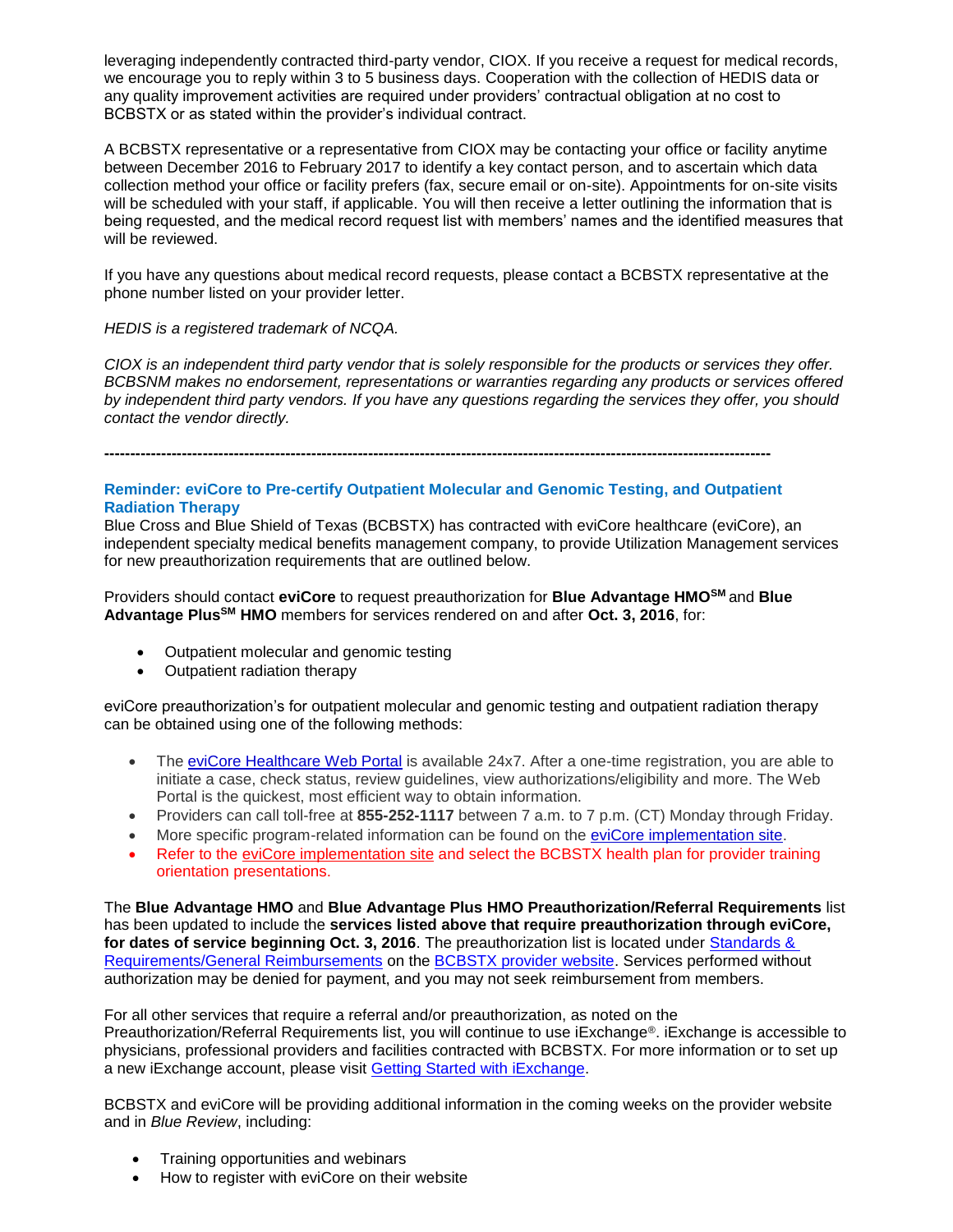leveraging independently contracted third-party vendor, CIOX. If you receive a request for medical records, we encourage you to reply within 3 to 5 business days. Cooperation with the collection of HEDIS data or any quality improvement activities are required under providers' contractual obligation at no cost to BCBSTX or as stated within the provider's individual contract.

A BCBSTX representative or a representative from CIOX may be contacting your office or facility anytime between December 2016 to February 2017 to identify a key contact person, and to ascertain which data collection method your office or facility prefers (fax, secure email or on-site). Appointments for on-site visits will be scheduled with your staff, if applicable. You will then receive a letter outlining the information that is being requested, and the medical record request list with members' names and the identified measures that will be reviewed.

If you have any questions about medical record requests, please contact a BCBSTX representative at the phone number listed on your provider letter.

*HEDIS is a registered trademark of NCQA.*

*CIOX is an independent third party vendor that is solely responsible for the products or services they offer. BCBSNM makes no endorsement, representations or warranties regarding any products or services offered by independent third party vendors. If you have any questions regarding the services they offer, you should contact the vendor directly.*

---

### Reminder: eviCore to Pre-certify Outpatient Molecular and Genomic Testing, and Outpatient Radiation Therapy

Blue Cross and Blue Shield of Texas (BCBSTX) has contracted with eviCore healthcare (eviCore), an independent specialty medical benefits management company, to provide Utilization Management services for new preauthorization requirements that are outlined below.

Providers should contact **eviCore** to request preauthorization for **Blue Advantage HMO℠** and **Blue Advantage Plus℠ HMO** members for services rendered on and after **Oct. 3, 2016**, for:

- Outpatient molecular and genomic testing
- Outpatient radiation therapy

eviCore preauthorization's for outpatient molecular and genomic testing and outpatient radiation therapy can be obtained using one of the following methods:

- The eviCore Healthcare Web Portal is available 24x7. After a one-time registration, you are able to initiate a case, check status, review guidelines, view authorizations/eligibility and more. The Web Portal is the quickest, most efficient way to obtain information.
- Providers can call toll-free at **855-252-1117** between 7 a.m. to 7 p.m. (CT) Monday through Friday.
- More specific program-related information can be found on the eviCore implementation site.
- Refer to the eviCore implementation site and select the BCBSTX health plan for provider training orientation presentations.

The **Blue Advantage HMO** and **Blue Advantage Plus HMO Preauthorization/Referral Requirements** list has been updated to include the **services listed above that require preauthorization through eviCore, for dates of service beginning Oct. 3, 2016**. The preauthorization list is located under Standards & Requirements/General Reimbursements on the BCBSTX provider website. Services performed without authorization may be denied for payment, and you may not seek reimbursement from members.

For all other services that require a referral and/or preauthorization, as noted on the Preauthorization/Referral Requirements list, you will continue to use iExchange®. iExchange is accessible to physicians, professional providers and facilities contracted with BCBSTX. For more information or to set up a new iExchange account, please visit Getting Started with iExchange.

BCBSTX and eviCore will be providing additional information in the coming weeks on the provider website and in *Blue Review*, including:

- Training opportunities and webinars
- How to register with eviCore on their website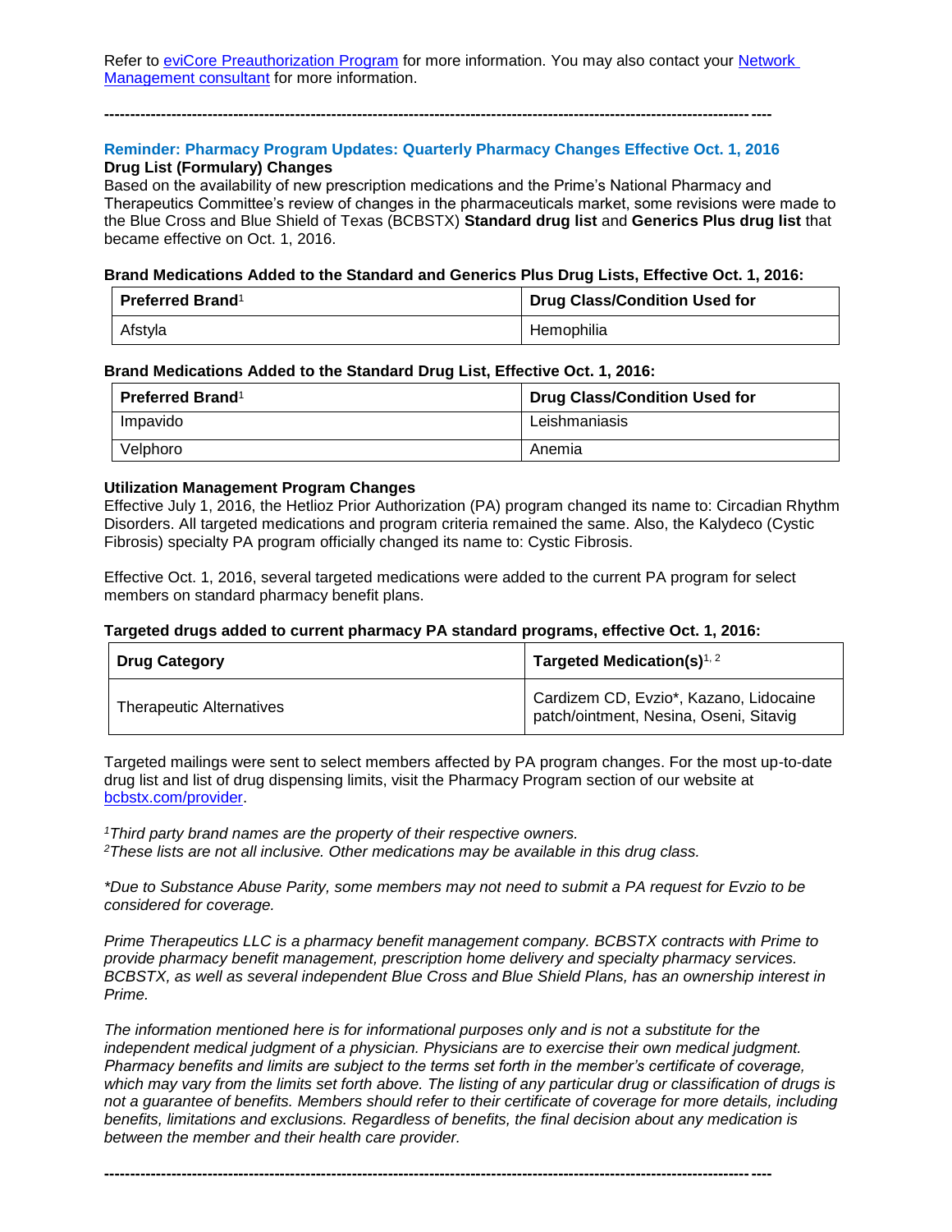Refer to eviCore Preauthorization Program for more information. You may also contact your Network Management consultant for more information.

---

## Reminder: Pharmacy Program Updates: Quarterly Pharmacy Changes Effective Oct. 1, 2016

**Drug List (Formulary) Changes**

Based on the availability of new prescription medications and the Prime's National Pharmacy and Therapeutics Committee's review of changes in the pharmaceuticals market, some revisions were made to the Blue Cross and Blue Shield of Texas (BCBSTX) **Standard drug list** and **Generics Plus drug list** that became effective on Oct. 1, 2016.

**Brand Medications Added to the Standard and Generics Plus Drug Lists, Effective Oct. 1, 2016:**

| Preferred Brand[1] | Drug Class/Condition Used for |
|---|---|
| Afstyla | Hemophilia |

**Brand Medications Added to the Standard Drug List, Effective Oct. 1, 2016:**

| Preferred Brand[1] | Drug Class/Condition Used for |
|---|---|
| Impavido | Leishmaniasis |
| Velphoro | Anemia |

**Utilization Management Program Changes**

Effective July 1, 2016, the Hetlioz Prior Authorization (PA) program changed its name to: Circadian Rhythm Disorders. All targeted medications and program criteria remained the same. Also, the Kalydeco (Cystic Fibrosis) specialty PA program officially changed its name to: Cystic Fibrosis.

Effective Oct. 1, 2016, several targeted medications were added to the current PA program for select members on standard pharmacy benefit plans.

**Targeted drugs added to current pharmacy PA standard programs, effective Oct. 1, 2016:**

| Drug Category | Targeted Medication(s)[1, 2] |
|---|---|
| Therapeutic Alternatives | Cardizem CD, Evzio*, Kazano, Lidocaine patch/ointment, Nesina, Oseni, Sitavig |

Targeted mailings were sent to select members affected by PA program changes. For the most up-to-date drug list and list of drug dispensing limits, visit the Pharmacy Program section of our website at bcbstx.com/provider.

*[1]Third party brand names are the property of their respective owners.*
*[2]These lists are not all inclusive. Other medications may be available in this drug class.*

*\*Due to Substance Abuse Parity, some members may not need to submit a PA request for Evzio to be considered for coverage.*

*Prime Therapeutics LLC is a pharmacy benefit management company. BCBSTX contracts with Prime to provide pharmacy benefit management, prescription home delivery and specialty pharmacy services. BCBSTX, as well as several independent Blue Cross and Blue Shield Plans, has an ownership interest in Prime.*

*The information mentioned here is for informational purposes only and is not a substitute for the independent medical judgment of a physician. Physicians are to exercise their own medical judgment. Pharmacy benefits and limits are subject to the terms set forth in the member's certificate of coverage, which may vary from the limits set forth above. The listing of any particular drug or classification of drugs is not a guarantee of benefits. Members should refer to their certificate of coverage for more details, including benefits, limitations and exclusions. Regardless of benefits, the final decision about any medication is between the member and their health care provider.*

---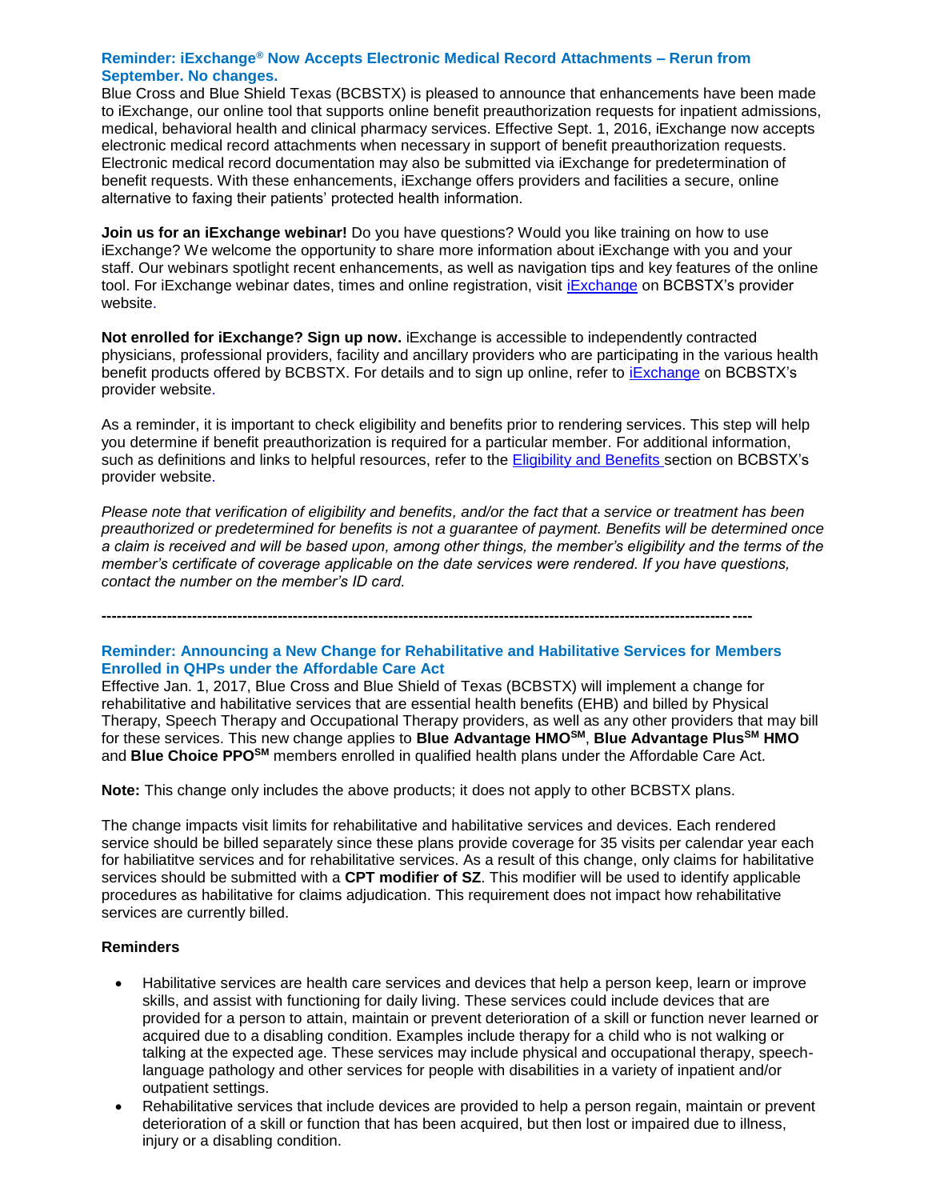### Reminder: iExchange® Now Accepts Electronic Medical Record Attachments – Rerun from September. No changes.

Blue Cross and Blue Shield Texas (BCBSTX) is pleased to announce that enhancements have been made to iExchange, our online tool that supports online benefit preauthorization requests for inpatient admissions, medical, behavioral health and clinical pharmacy services. Effective Sept. 1, 2016, iExchange now accepts electronic medical record attachments when necessary in support of benefit preauthorization requests. Electronic medical record documentation may also be submitted via iExchange for predetermination of benefit requests. With these enhancements, iExchange offers providers and facilities a secure, online alternative to faxing their patients' protected health information.

**Join us for an iExchange webinar!** Do you have questions? Would you like training on how to use iExchange? We welcome the opportunity to share more information about iExchange with you and your staff. Our webinars spotlight recent enhancements, as well as navigation tips and key features of the online tool. For iExchange webinar dates, times and online registration, visit iExchange on BCBSTX's provider website.

**Not enrolled for iExchange? Sign up now.** iExchange is accessible to independently contracted physicians, professional providers, facility and ancillary providers who are participating in the various health benefit products offered by BCBSTX. For details and to sign up online, refer to iExchange on BCBSTX's provider website.

As a reminder, it is important to check eligibility and benefits prior to rendering services. This step will help you determine if benefit preauthorization is required for a particular member. For additional information, such as definitions and links to helpful resources, refer to the Eligibility and Benefits section on BCBSTX's provider website.

*Please note that verification of eligibility and benefits, and/or the fact that a service or treatment has been preauthorized or predetermined for benefits is not a guarantee of payment. Benefits will be determined once a claim is received and will be based upon, among other things, the member's eligibility and the terms of the member's certificate of coverage applicable on the date services were rendered. If you have questions, contact the number on the member's ID card.*

---

### Reminder: Announcing a New Change for Rehabilitative and Habilitative Services for Members Enrolled in QHPs under the Affordable Care Act

Effective Jan. 1, 2017, Blue Cross and Blue Shield of Texas (BCBSTX) will implement a change for rehabilitative and habilitative services that are essential health benefits (EHB) and billed by Physical Therapy, Speech Therapy and Occupational Therapy providers, as well as any other providers that may bill for these services. This new change applies to **Blue Advantage HMO℠**, **Blue Advantage Plus℠ HMO** and **Blue Choice PPO℠** members enrolled in qualified health plans under the Affordable Care Act.

**Note:** This change only includes the above products; it does not apply to other BCBSTX plans.

The change impacts visit limits for rehabilitative and habilitative services and devices. Each rendered service should be billed separately since these plans provide coverage for 35 visits per calendar year each for habiliatitve services and for rehabilitative services. As a result of this change, only claims for habilitative services should be submitted with a **CPT modifier of SZ**. This modifier will be used to identify applicable procedures as habilitative for claims adjudication. This requirement does not impact how rehabilitative services are currently billed.

**Reminders**

- Habilitative services are health care services and devices that help a person keep, learn or improve skills, and assist with functioning for daily living. These services could include devices that are provided for a person to attain, maintain or prevent deterioration of a skill or function never learned or acquired due to a disabling condition. Examples include therapy for a child who is not walking or talking at the expected age. These services may include physical and occupational therapy, speech-language pathology and other services for people with disabilities in a variety of inpatient and/or outpatient settings.
- Rehabilitative services that include devices are provided to help a person regain, maintain or prevent deterioration of a skill or function that has been acquired, but then lost or impaired due to illness, injury or a disabling condition.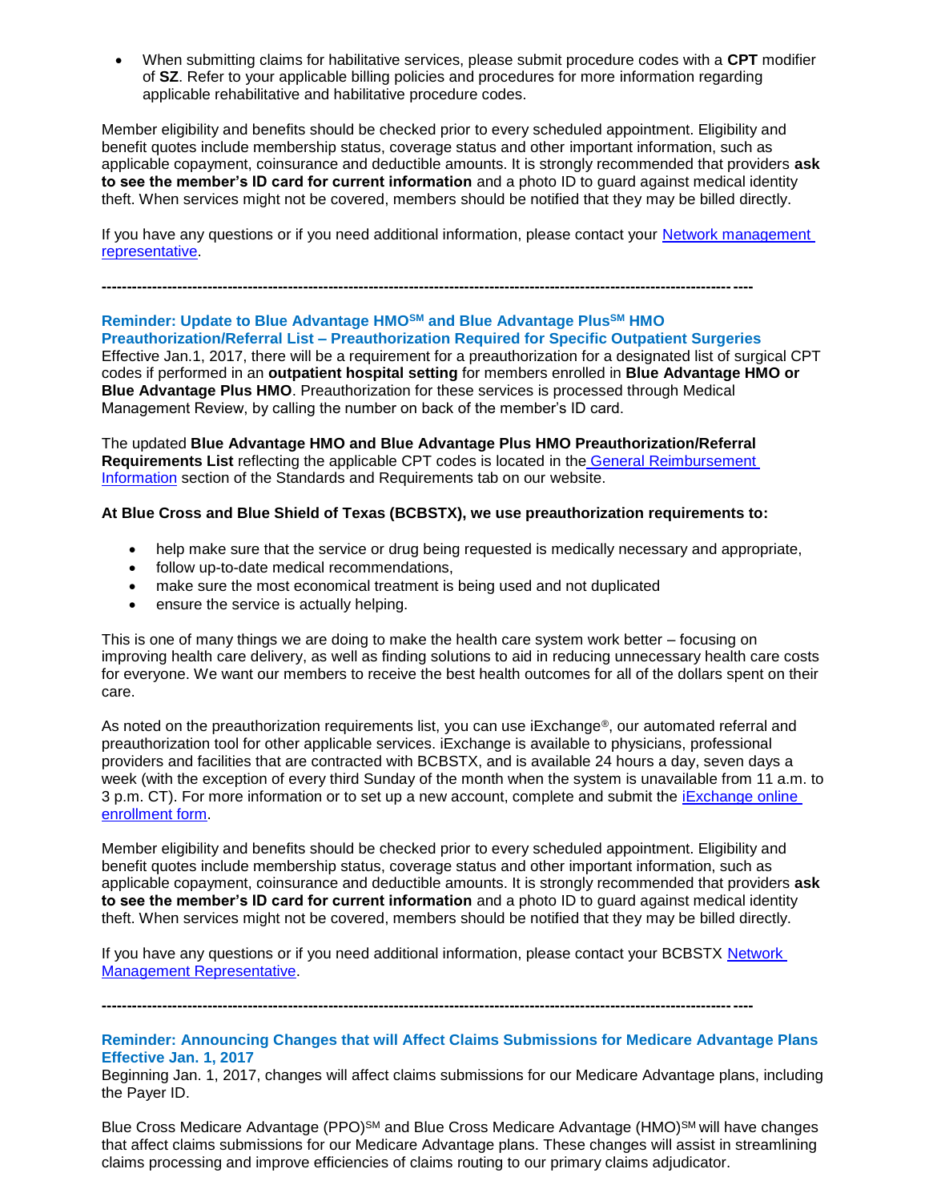- When submitting claims for habilitative services, please submit procedure codes with a **CPT** modifier of **SZ**. Refer to your applicable billing policies and procedures for more information regarding applicable rehabilitative and habilitative procedure codes.

Member eligibility and benefits should be checked prior to every scheduled appointment. Eligibility and benefit quotes include membership status, coverage status and other important information, such as applicable copayment, coinsurance and deductible amounts. It is strongly recommended that providers **ask to see the member's ID card for current information** and a photo ID to guard against medical identity theft. When services might not be covered, members should be notified that they may be billed directly.

If you have any questions or if you need additional information, please contact your Network management representative.

-------------------------------------------------------------------------------------------------------------------------------

### Reminder: Update to Blue Advantage HMO℠ and Blue Advantage Plus℠ HMO Preauthorization/Referral List – Preauthorization Required for Specific Outpatient Surgeries

Effective Jan.1, 2017, there will be a requirement for a preauthorization for a designated list of surgical CPT codes if performed in an **outpatient hospital setting** for members enrolled in **Blue Advantage HMO or Blue Advantage Plus HMO**. Preauthorization for these services is processed through Medical Management Review, by calling the number on back of the member's ID card.

The updated **Blue Advantage HMO and Blue Advantage Plus HMO Preauthorization/Referral Requirements List** reflecting the applicable CPT codes is located in the General Reimbursement Information section of the Standards and Requirements tab on our website.

**At Blue Cross and Blue Shield of Texas (BCBSTX), we use preauthorization requirements to:**

- help make sure that the service or drug being requested is medically necessary and appropriate,
- follow up-to-date medical recommendations,
- make sure the most economical treatment is being used and not duplicated
- ensure the service is actually helping.

This is one of many things we are doing to make the health care system work better – focusing on improving health care delivery, as well as finding solutions to aid in reducing unnecessary health care costs for everyone. We want our members to receive the best health outcomes for all of the dollars spent on their care.

As noted on the preauthorization requirements list, you can use iExchange®, our automated referral and preauthorization tool for other applicable services. iExchange is available to physicians, professional providers and facilities that are contracted with BCBSTX, and is available 24 hours a day, seven days a week (with the exception of every third Sunday of the month when the system is unavailable from 11 a.m. to 3 p.m. CT). For more information or to set up a new account, complete and submit the iExchange online enrollment form.

Member eligibility and benefits should be checked prior to every scheduled appointment. Eligibility and benefit quotes include membership status, coverage status and other important information, such as applicable copayment, coinsurance and deductible amounts. It is strongly recommended that providers **ask to see the member's ID card for current information** and a photo ID to guard against medical identity theft. When services might not be covered, members should be notified that they may be billed directly.

If you have any questions or if you need additional information, please contact your BCBSTX Network Management Representative.

-------------------------------------------------------------------------------------------------------------------------------

### Reminder: Announcing Changes that will Affect Claims Submissions for Medicare Advantage Plans Effective Jan. 1, 2017

Beginning Jan. 1, 2017, changes will affect claims submissions for our Medicare Advantage plans, including the Payer ID.

Blue Cross Medicare Advantage (PPO)℠ and Blue Cross Medicare Advantage (HMO)℠ will have changes that affect claims submissions for our Medicare Advantage plans. These changes will assist in streamlining claims processing and improve efficiencies of claims routing to our primary claims adjudicator.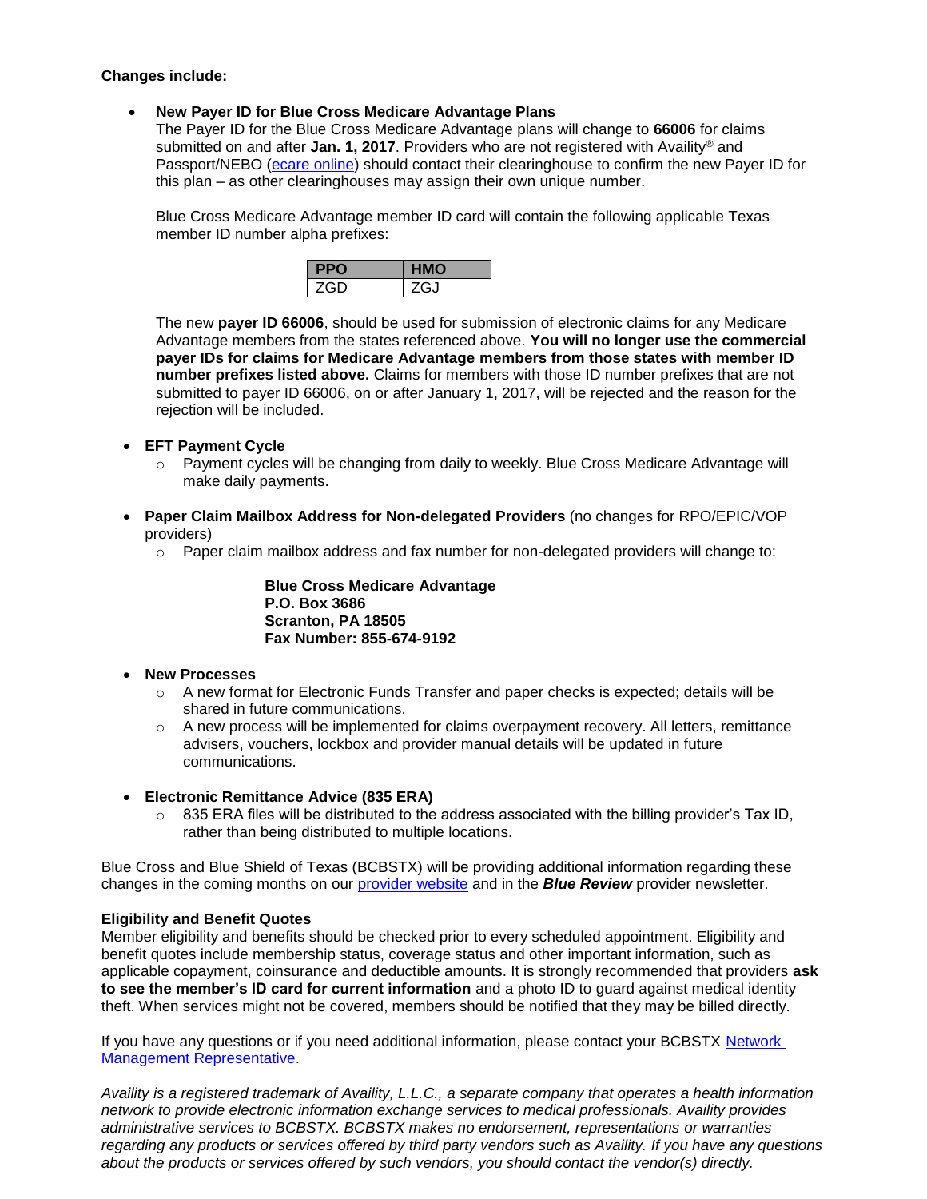**Changes include:**

- **New Payer ID for Blue Cross Medicare Advantage Plans**
  The Payer ID for the Blue Cross Medicare Advantage plans will change to **66006** for claims submitted on and after **Jan. 1, 2017**. Providers who are not registered with Availity® and Passport/NEBO (ecare online) should contact their clearinghouse to confirm the new Payer ID for this plan – as other clearinghouses may assign their own unique number.

  Blue Cross Medicare Advantage member ID card will contain the following applicable Texas member ID number alpha prefixes:

  | PPO | HMO |
  |---|---|
  | ZGD | ZGJ |

  The new **payer ID 66006**, should be used for submission of electronic claims for any Medicare Advantage members from the states referenced above. **You will no longer use the commercial payer IDs for claims for Medicare Advantage members from those states with member ID number prefixes listed above.** Claims for members with those ID number prefixes that are not submitted to payer ID 66006, on or after January 1, 2017, will be rejected and the reason for the rejection will be included.

- **EFT Payment Cycle**
  - Payment cycles will be changing from daily to weekly. Blue Cross Medicare Advantage will make daily payments.

- **Paper Claim Mailbox Address for Non-delegated Providers** (no changes for RPO/EPIC/VOP providers)
  - Paper claim mailbox address and fax number for non-delegated providers will change to:

    **Blue Cross Medicare Advantage**
    **P.O. Box 3686**
    **Scranton, PA 18505**
    **Fax Number: 855-674-9192**

- **New Processes**
  - A new format for Electronic Funds Transfer and paper checks is expected; details will be shared in future communications.
  - A new process will be implemented for claims overpayment recovery. All letters, remittance advisers, vouchers, lockbox and provider manual details will be updated in future communications.

- **Electronic Remittance Advice (835 ERA)**
  - 835 ERA files will be distributed to the address associated with the billing provider's Tax ID, rather than being distributed to multiple locations.

Blue Cross and Blue Shield of Texas (BCBSTX) will be providing additional information regarding these changes in the coming months on our provider website and in the ***Blue Review*** provider newsletter.

**Eligibility and Benefit Quotes**
Member eligibility and benefits should be checked prior to every scheduled appointment. Eligibility and benefit quotes include membership status, coverage status and other important information, such as applicable copayment, coinsurance and deductible amounts. It is strongly recommended that providers **ask to see the member's ID card for current information** and a photo ID to guard against medical identity theft. When services might not be covered, members should be notified that they may be billed directly.

If you have any questions or if you need additional information, please contact your BCBSTX Network Management Representative.

*Availity is a registered trademark of Availity, L.L.C., a separate company that operates a health information network to provide electronic information exchange services to medical professionals. Availity provides administrative services to BCBSTX. BCBSTX makes no endorsement, representations or warranties regarding any products or services offered by third party vendors such as Availity. If you have any questions about the products or services offered by such vendors, you should contact the vendor(s) directly.*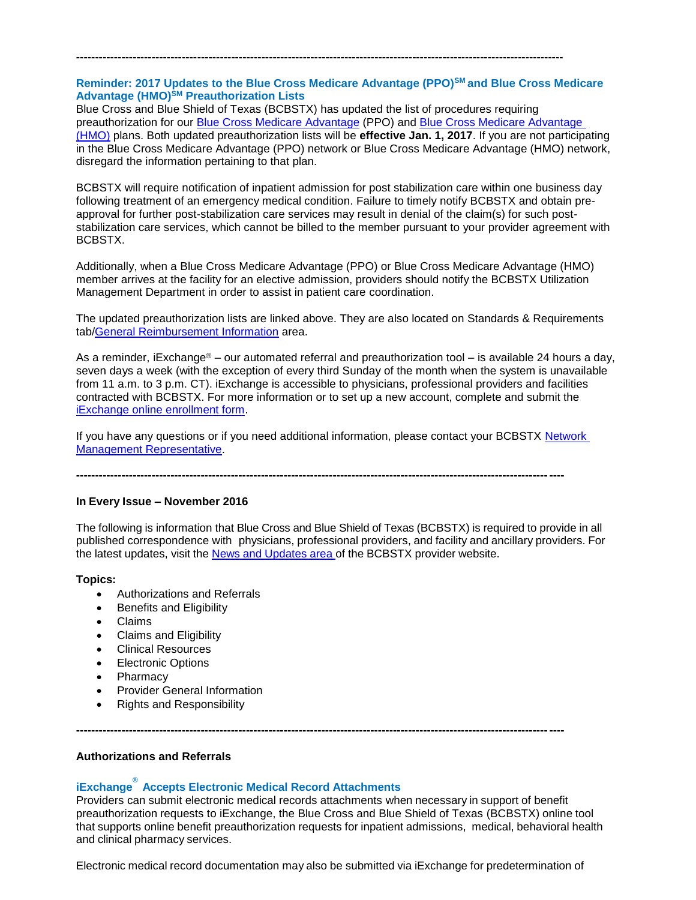---

### Reminder: 2017 Updates to the Blue Cross Medicare Advantage (PPO)SM and Blue Cross Medicare Advantage (HMO)SM Preauthorization Lists

Blue Cross and Blue Shield of Texas (BCBSTX) has updated the list of procedures requiring preauthorization for our Blue Cross Medicare Advantage (PPO) and Blue Cross Medicare Advantage (HMO) plans. Both updated preauthorization lists will be **effective Jan. 1, 2017**. If you are not participating in the Blue Cross Medicare Advantage (PPO) network or Blue Cross Medicare Advantage (HMO) network, disregard the information pertaining to that plan.

BCBSTX will require notification of inpatient admission for post stabilization care within one business day following treatment of an emergency medical condition. Failure to timely notify BCBSTX and obtain pre-approval for further post-stabilization care services may result in denial of the claim(s) for such post-stabilization care services, which cannot be billed to the member pursuant to your provider agreement with BCBSTX.

Additionally, when a Blue Cross Medicare Advantage (PPO) or Blue Cross Medicare Advantage (HMO) member arrives at the facility for an elective admission, providers should notify the BCBSTX Utilization Management Department in order to assist in patient care coordination.

The updated preauthorization lists are linked above. They are also located on Standards & Requirements tab/General Reimbursement Information area.

As a reminder, iExchange® – our automated referral and preauthorization tool – is available 24 hours a day, seven days a week (with the exception of every third Sunday of the month when the system is unavailable from 11 a.m. to 3 p.m. CT). iExchange is accessible to physicians, professional providers and facilities contracted with BCBSTX. For more information or to set up a new account, complete and submit the iExchange online enrollment form.

If you have any questions or if you need additional information, please contact your BCBSTX Network Management Representative.

---

**In Every Issue – November 2016**

The following is information that Blue Cross and Blue Shield of Texas (BCBSTX) is required to provide in all published correspondence with physicians, professional providers, and facility and ancillary providers. For the latest updates, visit the News and Updates area of the BCBSTX provider website.

**Topics:**

- Authorizations and Referrals
- Benefits and Eligibility
- Claims
- Claims and Eligibility
- Clinical Resources
- Electronic Options
- Pharmacy
- Provider General Information
- Rights and Responsibility

---

**Authorizations and Referrals**

### iExchange® Accepts Electronic Medical Record Attachments

Providers can submit electronic medical records attachments when necessary in support of benefit preauthorization requests to iExchange, the Blue Cross and Blue Shield of Texas (BCBSTX) online tool that supports online benefit preauthorization requests for inpatient admissions, medical, behavioral health and clinical pharmacy services.

Electronic medical record documentation may also be submitted via iExchange for predetermination of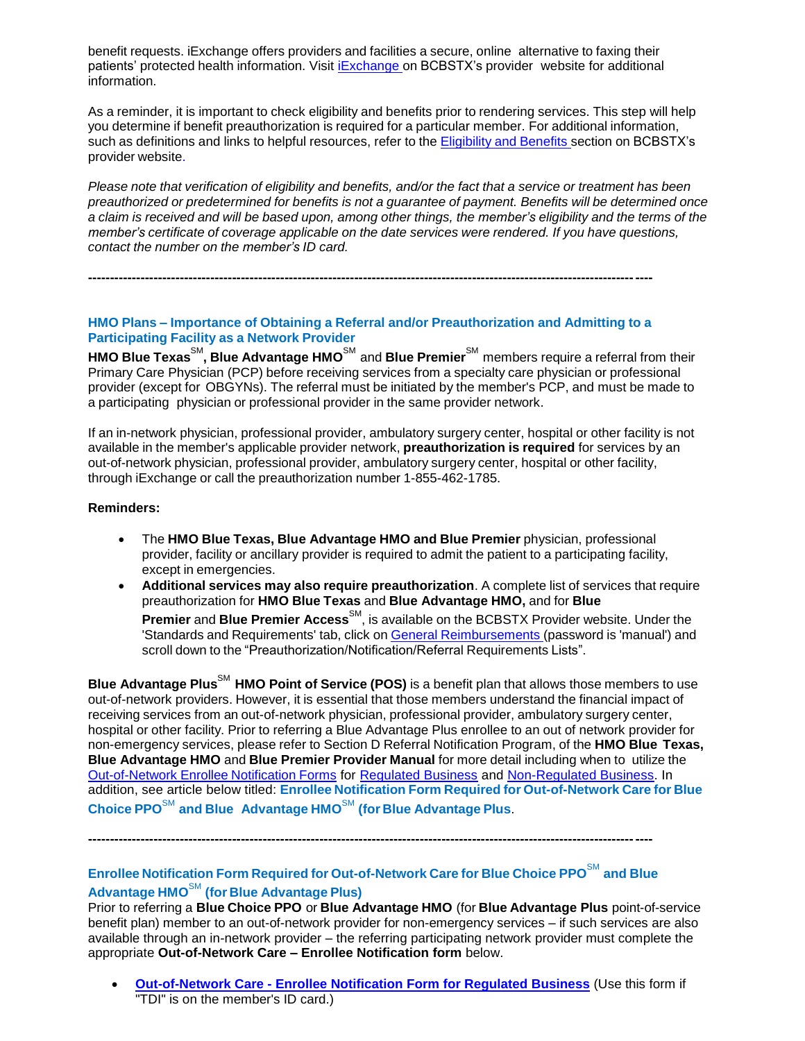benefit requests. iExchange offers providers and facilities a secure, online alternative to faxing their patients' protected health information. Visit iExchange on BCBSTX's provider website for additional information.

As a reminder, it is important to check eligibility and benefits prior to rendering services. This step will help you determine if benefit preauthorization is required for a particular member. For additional information, such as definitions and links to helpful resources, refer to the Eligibility and Benefits section on BCBSTX's provider website.

*Please note that verification of eligibility and benefits, and/or the fact that a service or treatment has been preauthorized or predetermined for benefits is not a guarantee of payment. Benefits will be determined once a claim is received and will be based upon, among other things, the member's eligibility and the terms of the member's certificate of coverage applicable on the date services were rendered. If you have questions, contact the number on the member's ID card.*

---

## HMO Plans – Importance of Obtaining a Referral and/or Preauthorization and Admitting to a Participating Facility as a Network Provider

**HMO Blue Texas**SM**, Blue Advantage HMO**SM and **Blue Premier**SM members require a referral from their Primary Care Physician (PCP) before receiving services from a specialty care physician or professional provider (except for OBGYNs). The referral must be initiated by the member's PCP, and must be made to a participating physician or professional provider in the same provider network.

If an in-network physician, professional provider, ambulatory surgery center, hospital or other facility is not available in the member's applicable provider network, **preauthorization is required** for services by an out-of-network physician, professional provider, ambulatory surgery center, hospital or other facility, through iExchange or call the preauthorization number 1-855-462-1785.

**Reminders:**

- The **HMO Blue Texas, Blue Advantage HMO and Blue Premier** physician, professional provider, facility or ancillary provider is required to admit the patient to a participating facility, except in emergencies.
- **Additional services may also require preauthorization**. A complete list of services that require preauthorization for **HMO Blue Texas** and **Blue Advantage HMO,** and for **Blue Premier** and **Blue Premier Access**SM, is available on the BCBSTX Provider website. Under the 'Standards and Requirements' tab, click on General Reimbursements (password is 'manual') and scroll down to the "Preauthorization/Notification/Referral Requirements Lists".

**Blue Advantage Plus**SM **HMO Point of Service (POS)** is a benefit plan that allows those members to use out-of-network providers. However, it is essential that those members understand the financial impact of receiving services from an out-of-network physician, professional provider, ambulatory surgery center, hospital or other facility. Prior to referring a Blue Advantage Plus enrollee to an out of network provider for non-emergency services, please refer to Section D Referral Notification Program, of the **HMO Blue Texas, Blue Advantage HMO** and **Blue Premier Provider Manual** for more detail including when to utilize the Out-of-Network Enrollee Notification Forms for Regulated Business and Non-Regulated Business. In addition, see article below titled: **Enrollee Notification Form Required for Out-of-Network Care for Blue Choice PPO**SM **and Blue Advantage HMO**SM **(for Blue Advantage Plus**.

---

## Enrollee Notification Form Required for Out-of-Network Care for Blue Choice PPOSM and Blue Advantage HMOSM (for Blue Advantage Plus)

Prior to referring a **Blue Choice PPO** or **Blue Advantage HMO** (for **Blue Advantage Plus** point-of-service benefit plan) member to an out-of-network provider for non-emergency services – if such services are also available through an in-network provider – the referring participating network provider must complete the appropriate **Out-of-Network Care – Enrollee Notification form** below.

- **Out-of-Network Care - Enrollee Notification Form for Regulated Business** (Use this form if "TDI" is on the member's ID card.)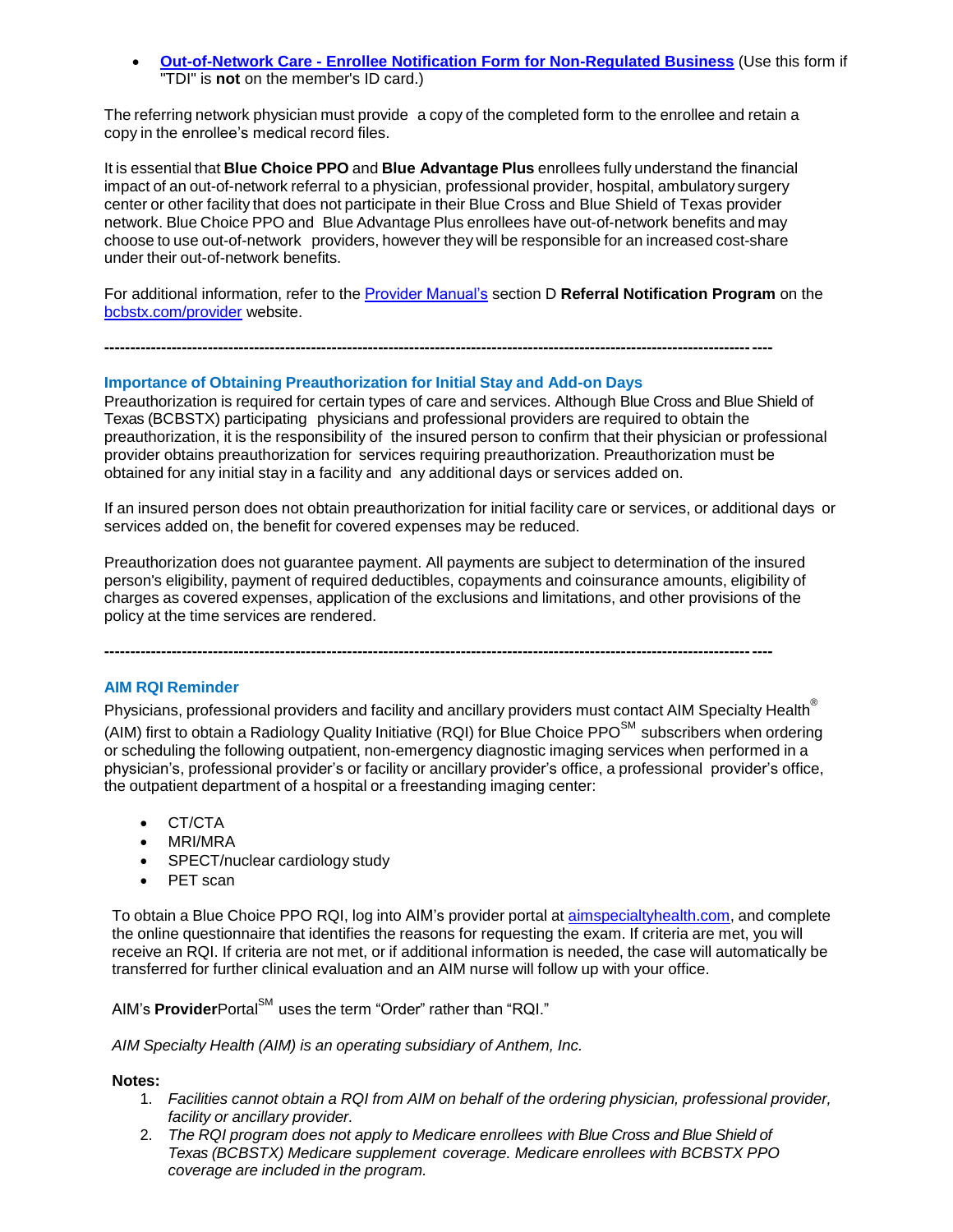- **Out-of-Network Care - Enrollee Notification Form for Non-Regulated Business** (Use this form if "TDI" is **not** on the member's ID card.)

The referring network physician must provide a copy of the completed form to the enrollee and retain a copy in the enrollee's medical record files.

It is essential that **Blue Choice PPO** and **Blue Advantage Plus** enrollees fully understand the financial impact of an out-of-network referral to a physician, professional provider, hospital, ambulatory surgery center or other facility that does not participate in their Blue Cross and Blue Shield of Texas provider network. Blue Choice PPO and Blue Advantage Plus enrollees have out-of-network benefits and may choose to use out-of-network providers, however they will be responsible for an increased cost-share under their out-of-network benefits.

For additional information, refer to the Provider Manual's section D **Referral Notification Program** on the bcbstx.com/provider website.

---

### Importance of Obtaining Preauthorization for Initial Stay and Add-on Days

Preauthorization is required for certain types of care and services. Although Blue Cross and Blue Shield of Texas (BCBSTX) participating physicians and professional providers are required to obtain the preauthorization, it is the responsibility of the insured person to confirm that their physician or professional provider obtains preauthorization for services requiring preauthorization. Preauthorization must be obtained for any initial stay in a facility and any additional days or services added on.

If an insured person does not obtain preauthorization for initial facility care or services, or additional days or services added on, the benefit for covered expenses may be reduced.

Preauthorization does not guarantee payment. All payments are subject to determination of the insured person's eligibility, payment of required deductibles, copayments and coinsurance amounts, eligibility of charges as covered expenses, application of the exclusions and limitations, and other provisions of the policy at the time services are rendered.

---

### AIM RQI Reminder

Physicians, professional providers and facility and ancillary providers must contact AIM Specialty Health® (AIM) first to obtain a Radiology Quality Initiative (RQI) for Blue Choice PPO℠ subscribers when ordering or scheduling the following outpatient, non-emergency diagnostic imaging services when performed in a physician's, professional provider's or facility or ancillary provider's office, a professional provider's office, the outpatient department of a hospital or a freestanding imaging center:

- CT/CTA
- MRI/MRA
- SPECT/nuclear cardiology study
- PET scan

To obtain a Blue Choice PPO RQI, log into AIM's provider portal at aimspecialtyhealth.com, and complete the online questionnaire that identifies the reasons for requesting the exam. If criteria are met, you will receive an RQI. If criteria are not met, or if additional information is needed, the case will automatically be transferred for further clinical evaluation and an AIM nurse will follow up with your office.

AIM's **Provider**Portal℠ uses the term "Order" rather than "RQI."

*AIM Specialty Health (AIM) is an operating subsidiary of Anthem, Inc.*

**Notes:**

1. *Facilities cannot obtain a RQI from AIM on behalf of the ordering physician, professional provider, facility or ancillary provider.*
2. *The RQI program does not apply to Medicare enrollees with Blue Cross and Blue Shield of Texas (BCBSTX) Medicare supplement coverage. Medicare enrollees with BCBSTX PPO coverage are included in the program.*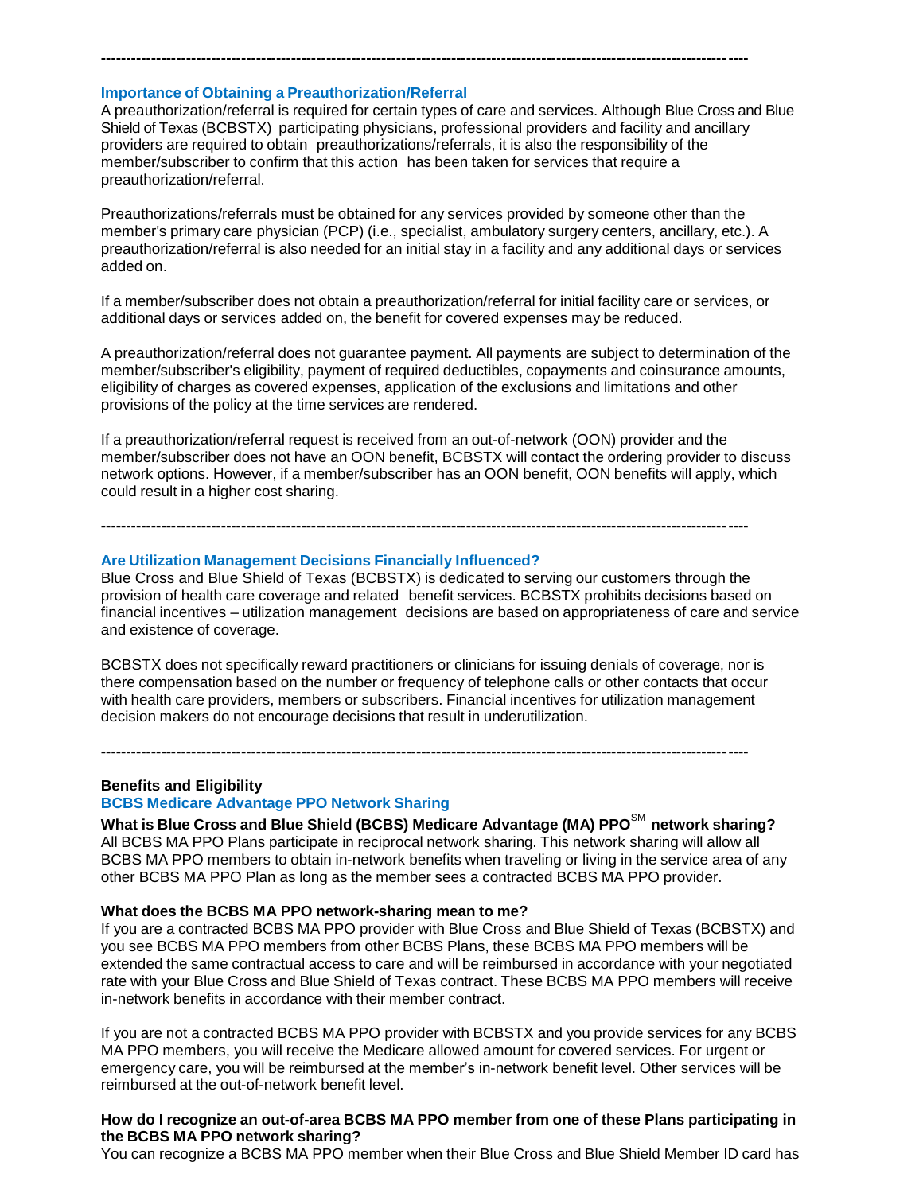---

### Importance of Obtaining a Preauthorization/Referral

A preauthorization/referral is required for certain types of care and services. Although Blue Cross and Blue Shield of Texas (BCBSTX) participating physicians, professional providers and facility and ancillary providers are required to obtain preauthorizations/referrals, it is also the responsibility of the member/subscriber to confirm that this action has been taken for services that require a preauthorization/referral.

Preauthorizations/referrals must be obtained for any services provided by someone other than the member's primary care physician (PCP) (i.e., specialist, ambulatory surgery centers, ancillary, etc.). A preauthorization/referral is also needed for an initial stay in a facility and any additional days or services added on.

If a member/subscriber does not obtain a preauthorization/referral for initial facility care or services, or additional days or services added on, the benefit for covered expenses may be reduced.

A preauthorization/referral does not guarantee payment. All payments are subject to determination of the member/subscriber's eligibility, payment of required deductibles, copayments and coinsurance amounts, eligibility of charges as covered expenses, application of the exclusions and limitations and other provisions of the policy at the time services are rendered.

If a preauthorization/referral request is received from an out-of-network (OON) provider and the member/subscriber does not have an OON benefit, BCBSTX will contact the ordering provider to discuss network options. However, if a member/subscriber has an OON benefit, OON benefits will apply, which could result in a higher cost sharing.

---

### Are Utilization Management Decisions Financially Influenced?

Blue Cross and Blue Shield of Texas (BCBSTX) is dedicated to serving our customers through the provision of health care coverage and related benefit services. BCBSTX prohibits decisions based on financial incentives – utilization management decisions are based on appropriateness of care and service and existence of coverage.

BCBSTX does not specifically reward practitioners or clinicians for issuing denials of coverage, nor is there compensation based on the number or frequency of telephone calls or other contacts that occur with health care providers, members or subscribers. Financial incentives for utilization management decision makers do not encourage decisions that result in underutilization.

---

## Benefits and Eligibility

### BCBS Medicare Advantage PPO Network Sharing

**What is Blue Cross and Blue Shield (BCBS) Medicare Advantage (MA) PPO℠ network sharing?**

All BCBS MA PPO Plans participate in reciprocal network sharing. This network sharing will allow all BCBS MA PPO members to obtain in-network benefits when traveling or living in the service area of any other BCBS MA PPO Plan as long as the member sees a contracted BCBS MA PPO provider.

**What does the BCBS MA PPO network-sharing mean to me?**

If you are a contracted BCBS MA PPO provider with Blue Cross and Blue Shield of Texas (BCBSTX) and you see BCBS MA PPO members from other BCBS Plans, these BCBS MA PPO members will be extended the same contractual access to care and will be reimbursed in accordance with your negotiated rate with your Blue Cross and Blue Shield of Texas contract. These BCBS MA PPO members will receive in-network benefits in accordance with their member contract.

If you are not a contracted BCBS MA PPO provider with BCBSTX and you provide services for any BCBS MA PPO members, you will receive the Medicare allowed amount for covered services. For urgent or emergency care, you will be reimbursed at the member's in-network benefit level. Other services will be reimbursed at the out-of-network benefit level.

**How do I recognize an out-of-area BCBS MA PPO member from one of these Plans participating in the BCBS MA PPO network sharing?**

You can recognize a BCBS MA PPO member when their Blue Cross and Blue Shield Member ID card has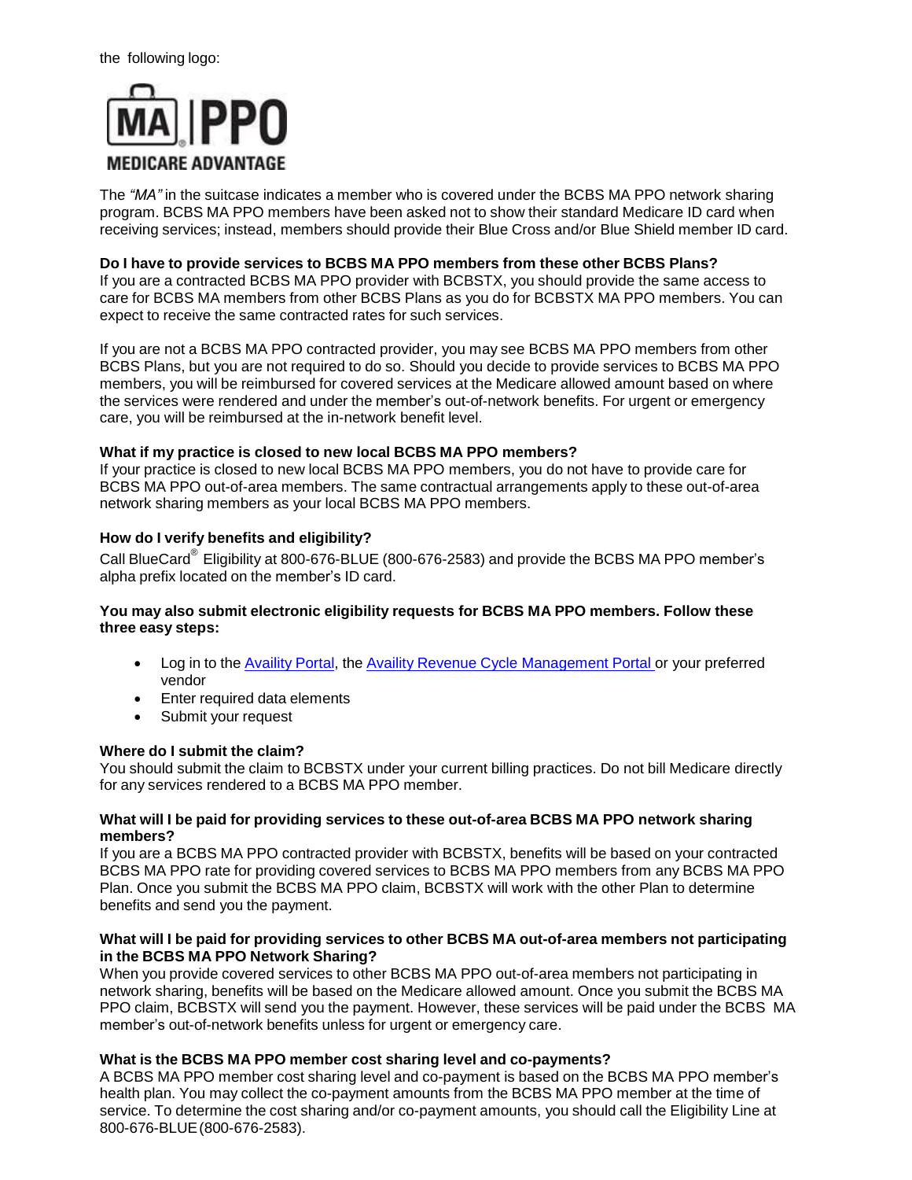the following logo:

MA | PPO
MEDICARE ADVANTAGE

The *"MA"* in the suitcase indicates a member who is covered under the BCBS MA PPO network sharing program. BCBS MA PPO members have been asked not to show their standard Medicare ID card when receiving services; instead, members should provide their Blue Cross and/or Blue Shield member ID card.

**Do I have to provide services to BCBS MA PPO members from these other BCBS Plans?**
If you are a contracted BCBS MA PPO provider with BCBSTX, you should provide the same access to care for BCBS MA members from other BCBS Plans as you do for BCBSTX MA PPO members. You can expect to receive the same contracted rates for such services.

If you are not a BCBS MA PPO contracted provider, you may see BCBS MA PPO members from other BCBS Plans, but you are not required to do so. Should you decide to provide services to BCBS MA PPO members, you will be reimbursed for covered services at the Medicare allowed amount based on where the services were rendered and under the member's out-of-network benefits. For urgent or emergency care, you will be reimbursed at the in-network benefit level.

**What if my practice is closed to new local BCBS MA PPO members?**
If your practice is closed to new local BCBS MA PPO members, you do not have to provide care for BCBS MA PPO out-of-area members. The same contractual arrangements apply to these out-of-area network sharing members as your local BCBS MA PPO members.

**How do I verify benefits and eligibility?**
Call BlueCard® Eligibility at 800-676-BLUE (800-676-2583) and provide the BCBS MA PPO member's alpha prefix located on the member's ID card.

**You may also submit electronic eligibility requests for BCBS MA PPO members. Follow these three easy steps:**

- Log in to the Availity Portal, the Availity Revenue Cycle Management Portal or your preferred vendor
- Enter required data elements
- Submit your request

**Where do I submit the claim?**
You should submit the claim to BCBSTX under your current billing practices. Do not bill Medicare directly for any services rendered to a BCBS MA PPO member.

**What will I be paid for providing services to these out-of-area BCBS MA PPO network sharing members?**
If you are a BCBS MA PPO contracted provider with BCBSTX, benefits will be based on your contracted BCBS MA PPO rate for providing covered services to BCBS MA PPO members from any BCBS MA PPO Plan. Once you submit the BCBS MA PPO claim, BCBSTX will work with the other Plan to determine benefits and send you the payment.

**What will I be paid for providing services to other BCBS MA out-of-area members not participating in the BCBS MA PPO Network Sharing?**
When you provide covered services to other BCBS MA PPO out-of-area members not participating in network sharing, benefits will be based on the Medicare allowed amount. Once you submit the BCBS MA PPO claim, BCBSTX will send you the payment. However, these services will be paid under the BCBS MA member's out-of-network benefits unless for urgent or emergency care.

**What is the BCBS MA PPO member cost sharing level and co-payments?**
A BCBS MA PPO member cost sharing level and co-payment is based on the BCBS MA PPO member's health plan. You may collect the co-payment amounts from the BCBS MA PPO member at the time of service. To determine the cost sharing and/or co-payment amounts, you should call the Eligibility Line at 800-676-BLUE (800-676-2583).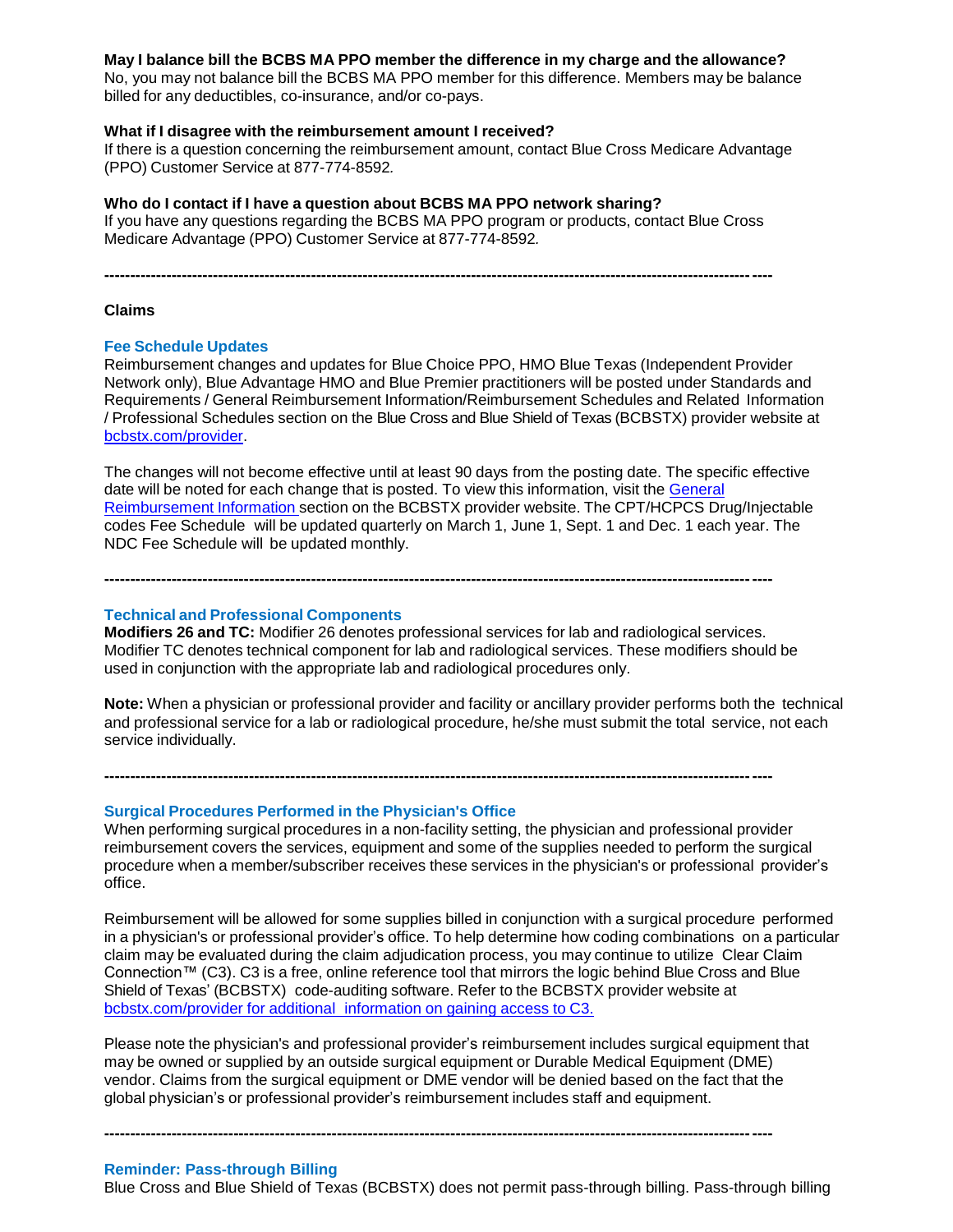**May I balance bill the BCBS MA PPO member the difference in my charge and the allowance?**
No, you may not balance bill the BCBS MA PPO member for this difference. Members may be balance billed for any deductibles, co-insurance, and/or co-pays.

**What if I disagree with the reimbursement amount I received?**
If there is a question concerning the reimbursement amount, contact Blue Cross Medicare Advantage (PPO) Customer Service at 877-774-8592.

**Who do I contact if I have a question about BCBS MA PPO network sharing?**
If you have any questions regarding the BCBS MA PPO program or products, contact Blue Cross Medicare Advantage (PPO) Customer Service at 877-774-8592.

---

## Claims

### Fee Schedule Updates

Reimbursement changes and updates for Blue Choice PPO, HMO Blue Texas (Independent Provider Network only), Blue Advantage HMO and Blue Premier practitioners will be posted under Standards and Requirements / General Reimbursement Information/Reimbursement Schedules and Related Information / Professional Schedules section on the Blue Cross and Blue Shield of Texas (BCBSTX) provider website at [bcbstx.com/provider](bcbstx.com/provider).

The changes will not become effective until at least 90 days from the posting date. The specific effective date will be noted for each change that is posted. To view this information, visit the [General Reimbursement Information](#) section on the BCBSTX provider website. The CPT/HCPCS Drug/Injectable codes Fee Schedule will be updated quarterly on March 1, June 1, Sept. 1 and Dec. 1 each year. The NDC Fee Schedule will be updated monthly.

---

### Technical and Professional Components

**Modifiers 26 and TC:** Modifier 26 denotes professional services for lab and radiological services. Modifier TC denotes technical component for lab and radiological services. These modifiers should be used in conjunction with the appropriate lab and radiological procedures only.

**Note:** When a physician or professional provider and facility or ancillary provider performs both the technical and professional service for a lab or radiological procedure, he/she must submit the total service, not each service individually.

---

### Surgical Procedures Performed in the Physician's Office

When performing surgical procedures in a non-facility setting, the physician and professional provider reimbursement covers the services, equipment and some of the supplies needed to perform the surgical procedure when a member/subscriber receives these services in the physician's or professional provider's office.

Reimbursement will be allowed for some supplies billed in conjunction with a surgical procedure performed in a physician's or professional provider's office. To help determine how coding combinations on a particular claim may be evaluated during the claim adjudication process, you may continue to utilize Clear Claim Connection™ (C3). C3 is a free, online reference tool that mirrors the logic behind Blue Cross and Blue Shield of Texas' (BCBSTX) code-auditing software. Refer to the BCBSTX provider website at [bcbstx.com/provider for additional information on gaining access to C3.](bcbstx.com/provider)

Please note the physician's and professional provider's reimbursement includes surgical equipment that may be owned or supplied by an outside surgical equipment or Durable Medical Equipment (DME) vendor. Claims from the surgical equipment or DME vendor will be denied based on the fact that the global physician's or professional provider's reimbursement includes staff and equipment.

---

### Reminder: Pass-through Billing

Blue Cross and Blue Shield of Texas (BCBSTX) does not permit pass-through billing. Pass-through billing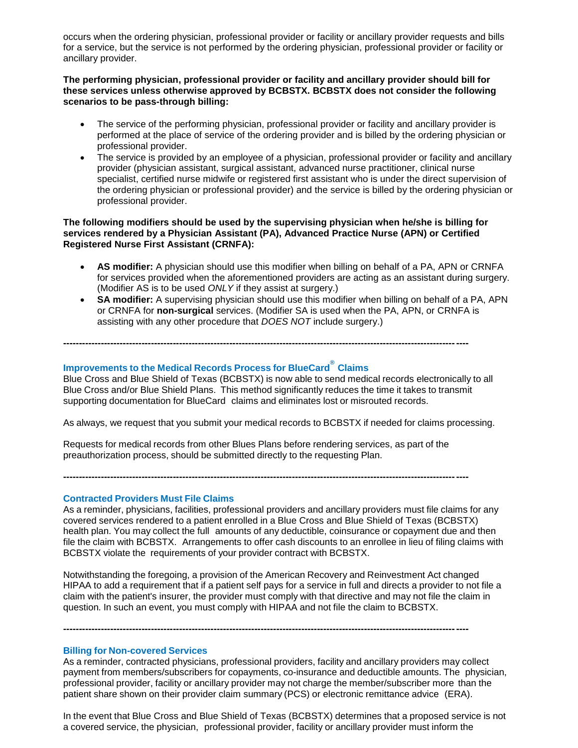occurs when the ordering physician, professional provider or facility or ancillary provider requests and bills for a service, but the service is not performed by the ordering physician, professional provider or facility or ancillary provider.

**The performing physician, professional provider or facility and ancillary provider should bill for these services unless otherwise approved by BCBSTX. BCBSTX does not consider the following scenarios to be pass-through billing:**

- The service of the performing physician, professional provider or facility and ancillary provider is performed at the place of service of the ordering provider and is billed by the ordering physician or professional provider.
- The service is provided by an employee of a physician, professional provider or facility and ancillary provider (physician assistant, surgical assistant, advanced nurse practitioner, clinical nurse specialist, certified nurse midwife or registered first assistant who is under the direct supervision of the ordering physician or professional provider) and the service is billed by the ordering physician or professional provider.

**The following modifiers should be used by the supervising physician when he/she is billing for services rendered by a Physician Assistant (PA), Advanced Practice Nurse (APN) or Certified Registered Nurse First Assistant (CRNFA):**

- **AS modifier:** A physician should use this modifier when billing on behalf of a PA, APN or CRNFA for services provided when the aforementioned providers are acting as an assistant during surgery. (Modifier AS is to be used *ONLY* if they assist at surgery.)
- **SA modifier:** A supervising physician should use this modifier when billing on behalf of a PA, APN or CRNFA for **non-surgical** services. (Modifier SA is used when the PA, APN, or CRNFA is assisting with any other procedure that *DOES NOT* include surgery.)

---

### Improvements to the Medical Records Process for BlueCard® Claims

Blue Cross and Blue Shield of Texas (BCBSTX) is now able to send medical records electronically to all Blue Cross and/or Blue Shield Plans. This method significantly reduces the time it takes to transmit supporting documentation for BlueCard claims and eliminates lost or misrouted records.

As always, we request that you submit your medical records to BCBSTX if needed for claims processing.

Requests for medical records from other Blues Plans before rendering services, as part of the preauthorization process, should be submitted directly to the requesting Plan.

---

### Contracted Providers Must File Claims

As a reminder, physicians, facilities, professional providers and ancillary providers must file claims for any covered services rendered to a patient enrolled in a Blue Cross and Blue Shield of Texas (BCBSTX) health plan. You may collect the full amounts of any deductible, coinsurance or copayment due and then file the claim with BCBSTX. Arrangements to offer cash discounts to an enrollee in lieu of filing claims with BCBSTX violate the requirements of your provider contract with BCBSTX.

Notwithstanding the foregoing, a provision of the American Recovery and Reinvestment Act changed HIPAA to add a requirement that if a patient self pays for a service in full and directs a provider to not file a claim with the patient's insurer, the provider must comply with that directive and may not file the claim in question. In such an event, you must comply with HIPAA and not file the claim to BCBSTX.

---

### Billing for Non-covered Services

As a reminder, contracted physicians, professional providers, facility and ancillary providers may collect payment from members/subscribers for copayments, co-insurance and deductible amounts. The physician, professional provider, facility or ancillary provider may not charge the member/subscriber more than the patient share shown on their provider claim summary (PCS) or electronic remittance advice (ERA).

In the event that Blue Cross and Blue Shield of Texas (BCBSTX) determines that a proposed service is not a covered service, the physician, professional provider, facility or ancillary provider must inform the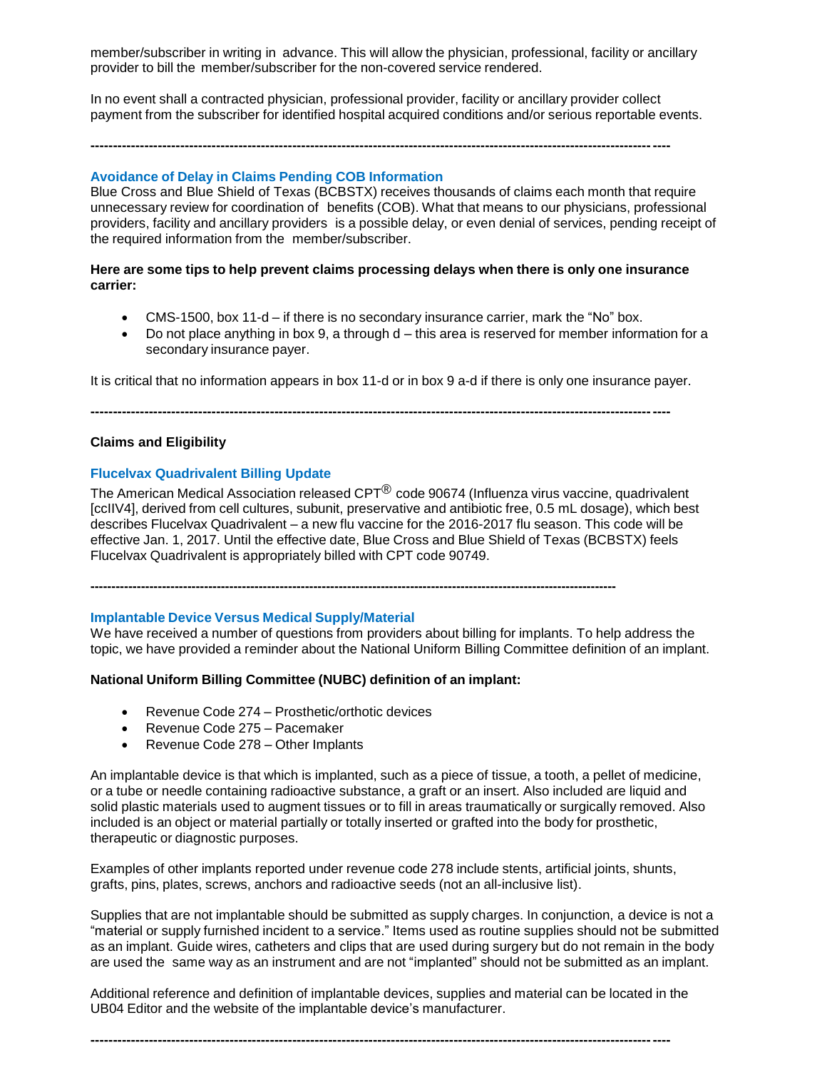member/subscriber in writing in advance. This will allow the physician, professional, facility or ancillary provider to bill the member/subscriber for the non-covered service rendered.

In no event shall a contracted physician, professional provider, facility or ancillary provider collect payment from the subscriber for identified hospital acquired conditions and/or serious reportable events.

---

### Avoidance of Delay in Claims Pending COB Information

Blue Cross and Blue Shield of Texas (BCBSTX) receives thousands of claims each month that require unnecessary review for coordination of benefits (COB). What that means to our physicians, professional providers, facility and ancillary providers is a possible delay, or even denial of services, pending receipt of the required information from the member/subscriber.

**Here are some tips to help prevent claims processing delays when there is only one insurance carrier:**

- CMS-1500, box 11-d – if there is no secondary insurance carrier, mark the "No" box.
- Do not place anything in box 9, a through d – this area is reserved for member information for a secondary insurance payer.

It is critical that no information appears in box 11-d or in box 9 a-d if there is only one insurance payer.

---

## Claims and Eligibility

### Flucelvax Quadrivalent Billing Update

The American Medical Association released CPT® code 90674 (Influenza virus vaccine, quadrivalent [ccIIV4], derived from cell cultures, subunit, preservative and antibiotic free, 0.5 mL dosage), which best describes Flucelvax Quadrivalent – a new flu vaccine for the 2016-2017 flu season. This code will be effective Jan. 1, 2017. Until the effective date, Blue Cross and Blue Shield of Texas (BCBSTX) feels Flucelvax Quadrivalent is appropriately billed with CPT code 90749.

---

### Implantable Device Versus Medical Supply/Material

We have received a number of questions from providers about billing for implants. To help address the topic, we have provided a reminder about the National Uniform Billing Committee definition of an implant.

**National Uniform Billing Committee (NUBC) definition of an implant:**

- Revenue Code 274 – Prosthetic/orthotic devices
- Revenue Code 275 – Pacemaker
- Revenue Code 278 – Other Implants

An implantable device is that which is implanted, such as a piece of tissue, a tooth, a pellet of medicine, or a tube or needle containing radioactive substance, a graft or an insert. Also included are liquid and solid plastic materials used to augment tissues or to fill in areas traumatically or surgically removed. Also included is an object or material partially or totally inserted or grafted into the body for prosthetic, therapeutic or diagnostic purposes.

Examples of other implants reported under revenue code 278 include stents, artificial joints, shunts, grafts, pins, plates, screws, anchors and radioactive seeds (not an all-inclusive list).

Supplies that are not implantable should be submitted as supply charges. In conjunction, a device is not a "material or supply furnished incident to a service." Items used as routine supplies should not be submitted as an implant. Guide wires, catheters and clips that are used during surgery but do not remain in the body are used the same way as an instrument and are not "implanted" should not be submitted as an implant.

Additional reference and definition of implantable devices, supplies and material can be located in the UB04 Editor and the website of the implantable device's manufacturer.

---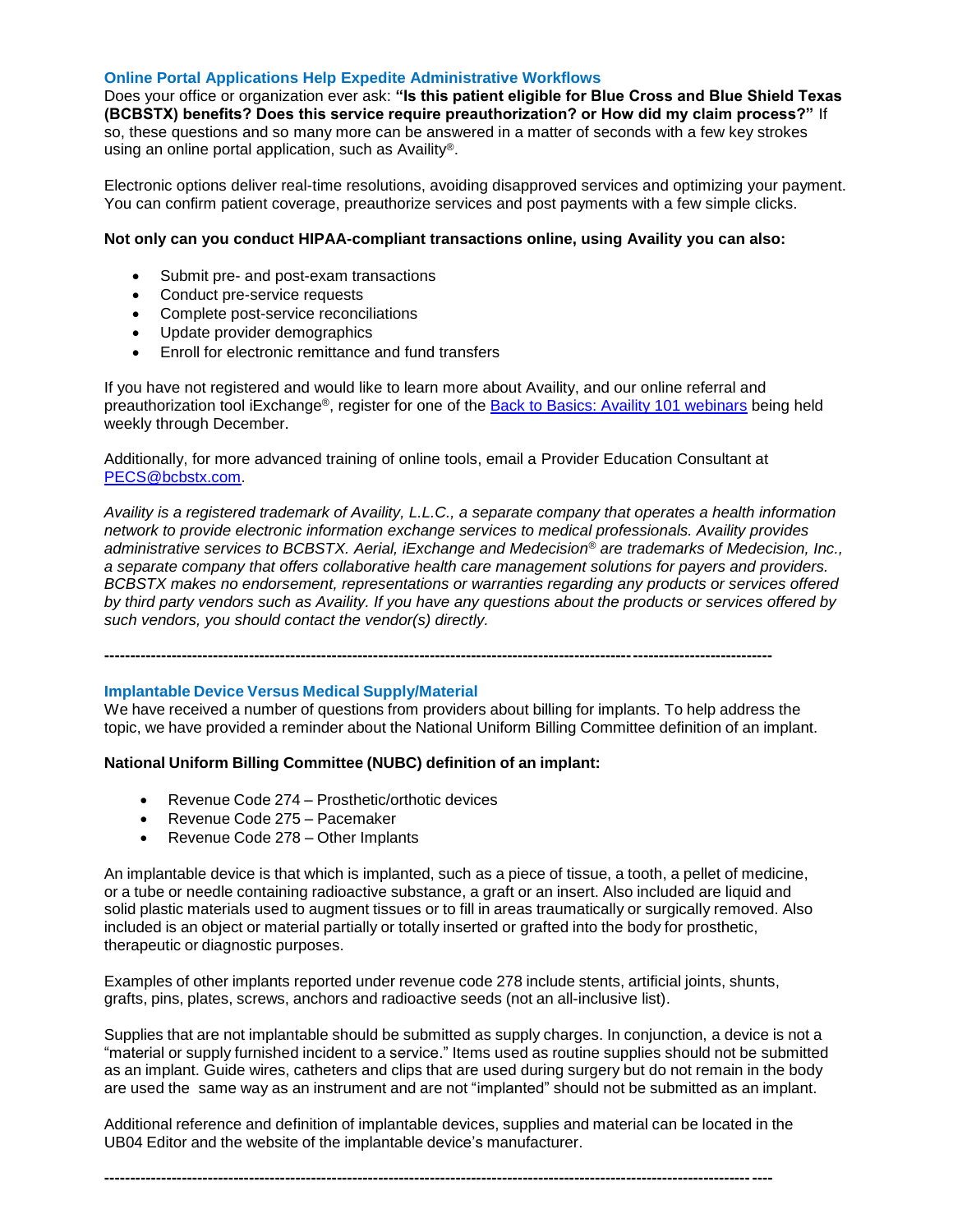### Online Portal Applications Help Expedite Administrative Workflows

Does your office or organization ever ask: **"Is this patient eligible for Blue Cross and Blue Shield Texas (BCBSTX) benefits? Does this service require preauthorization? or How did my claim process?"** If so, these questions and so many more can be answered in a matter of seconds with a few key strokes using an online portal application, such as Availity®.

Electronic options deliver real-time resolutions, avoiding disapproved services and optimizing your payment. You can confirm patient coverage, preauthorize services and post payments with a few simple clicks.

**Not only can you conduct HIPAA-compliant transactions online, using Availity you can also:**

- Submit pre- and post-exam transactions
- Conduct pre-service requests
- Complete post-service reconciliations
- Update provider demographics
- Enroll for electronic remittance and fund transfers

If you have not registered and would like to learn more about Availity, and our online referral and preauthorization tool iExchange®, register for one of the [Back to Basics: Availity 101 webinars] being held weekly through December.

Additionally, for more advanced training of online tools, email a Provider Education Consultant at [PECS@bcbstx.com].

*Availity is a registered trademark of Availity, L.L.C., a separate company that operates a health information network to provide electronic information exchange services to medical professionals. Availity provides administrative services to BCBSTX. Aerial, iExchange and Medecision® are trademarks of Medecision, Inc., a separate company that offers collaborative health care management solutions for payers and providers. BCBSTX makes no endorsement, representations or warranties regarding any products or services offered by third party vendors such as Availity. If you have any questions about the products or services offered by such vendors, you should contact the vendor(s) directly.*

---

### Implantable Device Versus Medical Supply/Material

We have received a number of questions from providers about billing for implants. To help address the topic, we have provided a reminder about the National Uniform Billing Committee definition of an implant.

**National Uniform Billing Committee (NUBC) definition of an implant:**

- Revenue Code 274 – Prosthetic/orthotic devices
- Revenue Code 275 – Pacemaker
- Revenue Code 278 – Other Implants

An implantable device is that which is implanted, such as a piece of tissue, a tooth, a pellet of medicine, or a tube or needle containing radioactive substance, a graft or an insert. Also included are liquid and solid plastic materials used to augment tissues or to fill in areas traumatically or surgically removed. Also included is an object or material partially or totally inserted or grafted into the body for prosthetic, therapeutic or diagnostic purposes.

Examples of other implants reported under revenue code 278 include stents, artificial joints, shunts, grafts, pins, plates, screws, anchors and radioactive seeds (not an all-inclusive list).

Supplies that are not implantable should be submitted as supply charges. In conjunction, a device is not a "material or supply furnished incident to a service." Items used as routine supplies should not be submitted as an implant. Guide wires, catheters and clips that are used during surgery but do not remain in the body are used the same way as an instrument and are not "implanted" should not be submitted as an implant.

Additional reference and definition of implantable devices, supplies and material can be located in the UB04 Editor and the website of the implantable device's manufacturer.

---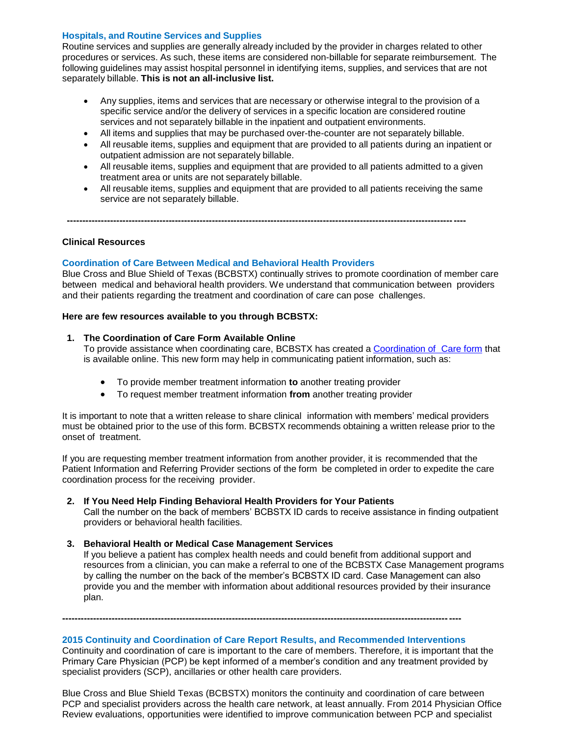### Hospitals, and Routine Services and Supplies

Routine services and supplies are generally already included by the provider in charges related to other procedures or services. As such, these items are considered non-billable for separate reimbursement. The following guidelines may assist hospital personnel in identifying items, supplies, and services that are not separately billable. **This is not an all-inclusive list.**

- Any supplies, items and services that are necessary or otherwise integral to the provision of a specific service and/or the delivery of services in a specific location are considered routine services and not separately billable in the inpatient and outpatient environments.
- All items and supplies that may be purchased over-the-counter are not separately billable.
- All reusable items, supplies and equipment that are provided to all patients during an inpatient or outpatient admission are not separately billable.
- All reusable items, supplies and equipment that are provided to all patients admitted to a given treatment area or units are not separately billable.
- All reusable items, supplies and equipment that are provided to all patients receiving the same service are not separately billable.

---

## Clinical Resources

### Coordination of Care Between Medical and Behavioral Health Providers

Blue Cross and Blue Shield of Texas (BCBSTX) continually strives to promote coordination of member care between medical and behavioral health providers. We understand that communication between providers and their patients regarding the treatment and coordination of care can pose challenges.

**Here are few resources available to you through BCBSTX:**

1. **The Coordination of Care Form Available Online**
   To provide assistance when coordinating care, BCBSTX has created a [Coordination of Care form]() that is available online. This new form may help in communicating patient information, such as:

   - To provide member treatment information **to** another treating provider
   - To request member treatment information **from** another treating provider

It is important to note that a written release to share clinical information with members' medical providers must be obtained prior to the use of this form. BCBSTX recommends obtaining a written release prior to the onset of treatment.

If you are requesting member treatment information from another provider, it is recommended that the Patient Information and Referring Provider sections of the form be completed in order to expedite the care coordination process for the receiving provider.

2. **If You Need Help Finding Behavioral Health Providers for Your Patients**
   Call the number on the back of members' BCBSTX ID cards to receive assistance in finding outpatient providers or behavioral health facilities.

3. **Behavioral Health or Medical Case Management Services**
   If you believe a patient has complex health needs and could benefit from additional support and resources from a clinician, you can make a referral to one of the BCBSTX Case Management programs by calling the number on the back of the member's BCBSTX ID card. Case Management can also provide you and the member with information about additional resources provided by their insurance plan.

---

### 2015 Continuity and Coordination of Care Report Results, and Recommended Interventions

Continuity and coordination of care is important to the care of members. Therefore, it is important that the Primary Care Physician (PCP) be kept informed of a member's condition and any treatment provided by specialist providers (SCP), ancillaries or other health care providers.

Blue Cross and Blue Shield Texas (BCBSTX) monitors the continuity and coordination of care between PCP and specialist providers across the health care network, at least annually. From 2014 Physician Office Review evaluations, opportunities were identified to improve communication between PCP and specialist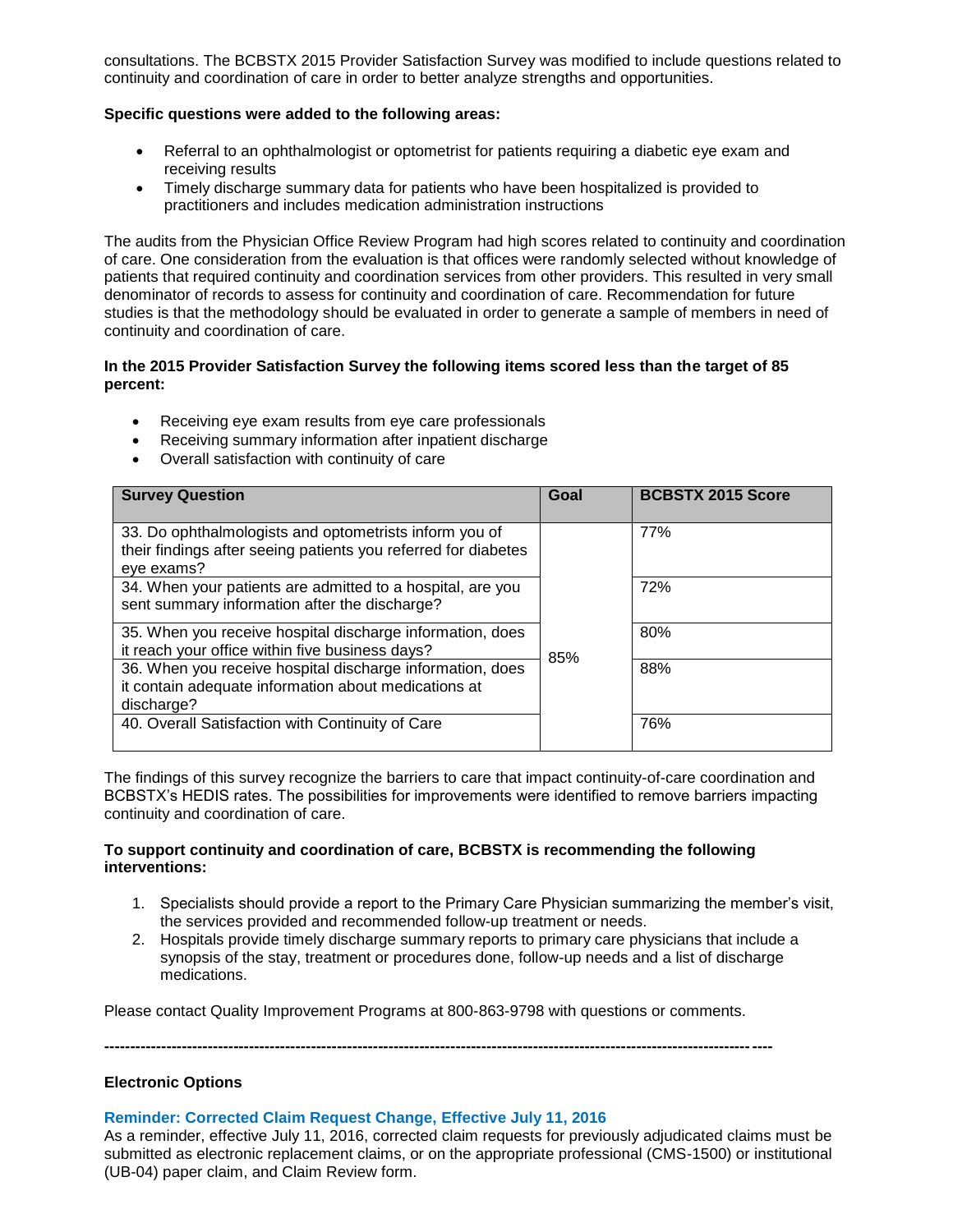consultations. The BCBSTX 2015 Provider Satisfaction Survey was modified to include questions related to continuity and coordination of care in order to better analyze strengths and opportunities.

**Specific questions were added to the following areas:**

- Referral to an ophthalmologist or optometrist for patients requiring a diabetic eye exam and receiving results
- Timely discharge summary data for patients who have been hospitalized is provided to practitioners and includes medication administration instructions

The audits from the Physician Office Review Program had high scores related to continuity and coordination of care. One consideration from the evaluation is that offices were randomly selected without knowledge of patients that required continuity and coordination services from other providers. This resulted in very small denominator of records to assess for continuity and coordination of care. Recommendation for future studies is that the methodology should be evaluated in order to generate a sample of members in need of continuity and coordination of care.

**In the 2015 Provider Satisfaction Survey the following items scored less than the target of 85 percent:**

- Receiving eye exam results from eye care professionals
- Receiving summary information after inpatient discharge
- Overall satisfaction with continuity of care

| Survey Question | Goal | BCBSTX 2015 Score |
|---|---|---|
| 33. Do ophthalmologists and optometrists inform you of their findings after seeing patients you referred for diabetes eye exams? | 85% | 77% |
| 34. When your patients are admitted to a hospital, are you sent summary information after the discharge? | | 72% |
| 35. When you receive hospital discharge information, does it reach your office within five business days? | | 80% |
| 36. When you receive hospital discharge information, does it contain adequate information about medications at discharge? | | 88% |
| 40. Overall Satisfaction with Continuity of Care | | 76% |

The findings of this survey recognize the barriers to care that impact continuity-of-care coordination and BCBSTX's HEDIS rates. The possibilities for improvements were identified to remove barriers impacting continuity and coordination of care.

**To support continuity and coordination of care, BCBSTX is recommending the following interventions:**

1. Specialists should provide a report to the Primary Care Physician summarizing the member's visit, the services provided and recommended follow-up treatment or needs.
2. Hospitals provide timely discharge summary reports to primary care physicians that include a synopsis of the stay, treatment or procedures done, follow-up needs and a list of discharge medications.

Please contact Quality Improvement Programs at 800-863-9798 with questions or comments.

---

**Electronic Options**

**Reminder: Corrected Claim Request Change, Effective July 11, 2016**

As a reminder, effective July 11, 2016, corrected claim requests for previously adjudicated claims must be submitted as electronic replacement claims, or on the appropriate professional (CMS-1500) or institutional (UB-04) paper claim, and Claim Review form.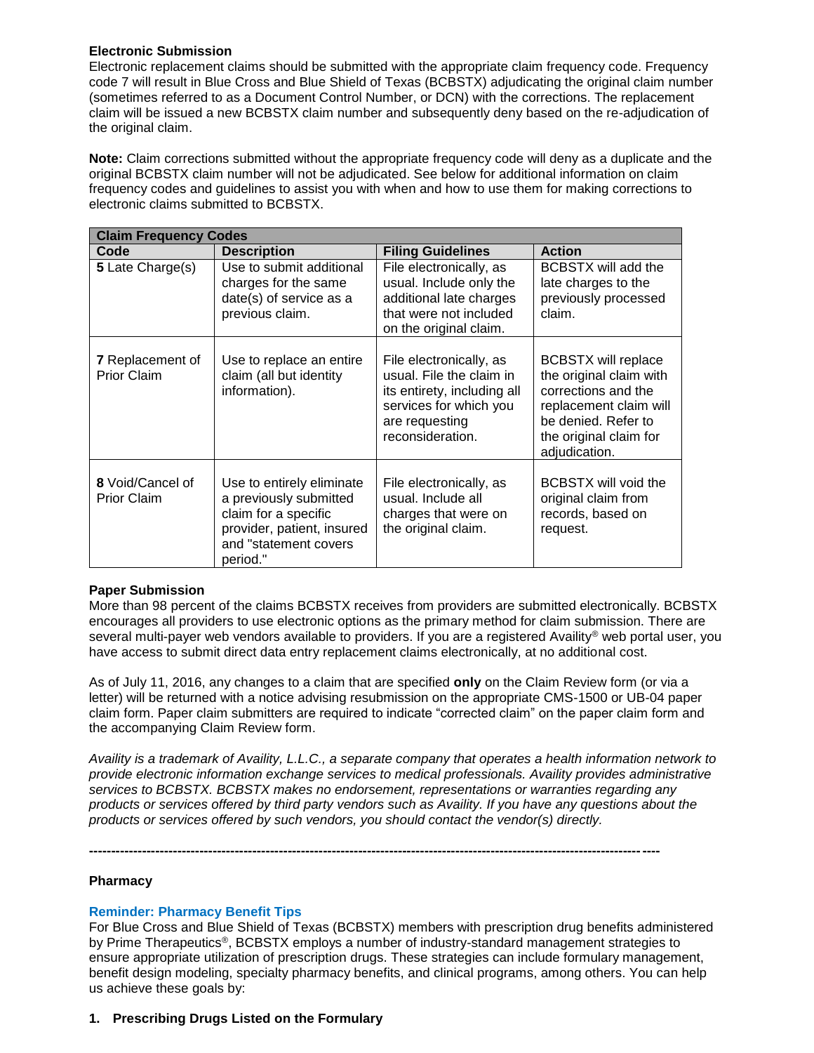**Electronic Submission**

Electronic replacement claims should be submitted with the appropriate claim frequency code. Frequency code 7 will result in Blue Cross and Blue Shield of Texas (BCBSTX) adjudicating the original claim number (sometimes referred to as a Document Control Number, or DCN) with the corrections. The replacement claim will be issued a new BCBSTX claim number and subsequently deny based on the re-adjudication of the original claim.

**Note:** Claim corrections submitted without the appropriate frequency code will deny as a duplicate and the original BCBSTX claim number will not be adjudicated. See below for additional information on claim frequency codes and guidelines to assist you with when and how to use them for making corrections to electronic claims submitted to BCBSTX.

| **Claim Frequency Codes** | | | |
|---|---|---|---|
| **Code** | **Description** | **Filing Guidelines** | **Action** |
| **5** Late Charge(s) | Use to submit additional charges for the same date(s) of service as a previous claim. | File electronically, as usual. Include only the additional late charges that were not included on the original claim. | BCBSTX will add the late charges to the previously processed claim. |
| **7** Replacement of Prior Claim | Use to replace an entire claim (all but identity information). | File electronically, as usual. File the claim in its entirety, including all services for which you are requesting reconsideration. | BCBSTX will replace the original claim with corrections and the replacement claim will be denied. Refer to the original claim for adjudication. |
| **8** Void/Cancel of Prior Claim | Use to entirely eliminate a previously submitted claim for a specific provider, patient, insured and "statement covers period." | File electronically, as usual. Include all charges that were on the original claim. | BCBSTX will void the original claim from records, based on request. |

**Paper Submission**

More than 98 percent of the claims BCBSTX receives from providers are submitted electronically. BCBSTX encourages all providers to use electronic options as the primary method for claim submission. There are several multi-payer web vendors available to providers. If you are a registered Availity® web portal user, you have access to submit direct data entry replacement claims electronically, at no additional cost.

As of July 11, 2016, any changes to a claim that are specified **only** on the Claim Review form (or via a letter) will be returned with a notice advising resubmission on the appropriate CMS-1500 or UB-04 paper claim form. Paper claim submitters are required to indicate "corrected claim" on the paper claim form and the accompanying Claim Review form.

*Availity is a trademark of Availity, L.L.C., a separate company that operates a health information network to provide electronic information exchange services to medical professionals. Availity provides administrative services to BCBSTX. BCBSTX makes no endorsement, representations or warranties regarding any products or services offered by third party vendors such as Availity. If you have any questions about the products or services offered by such vendors, you should contact the vendor(s) directly.*

---

**Pharmacy**

### Reminder: Pharmacy Benefit Tips

For Blue Cross and Blue Shield of Texas (BCBSTX) members with prescription drug benefits administered by Prime Therapeutics®, BCBSTX employs a number of industry-standard management strategies to ensure appropriate utilization of prescription drugs. These strategies can include formulary management, benefit design modeling, specialty pharmacy benefits, and clinical programs, among others. You can help us achieve these goals by:

1. **Prescribing Drugs Listed on the Formulary**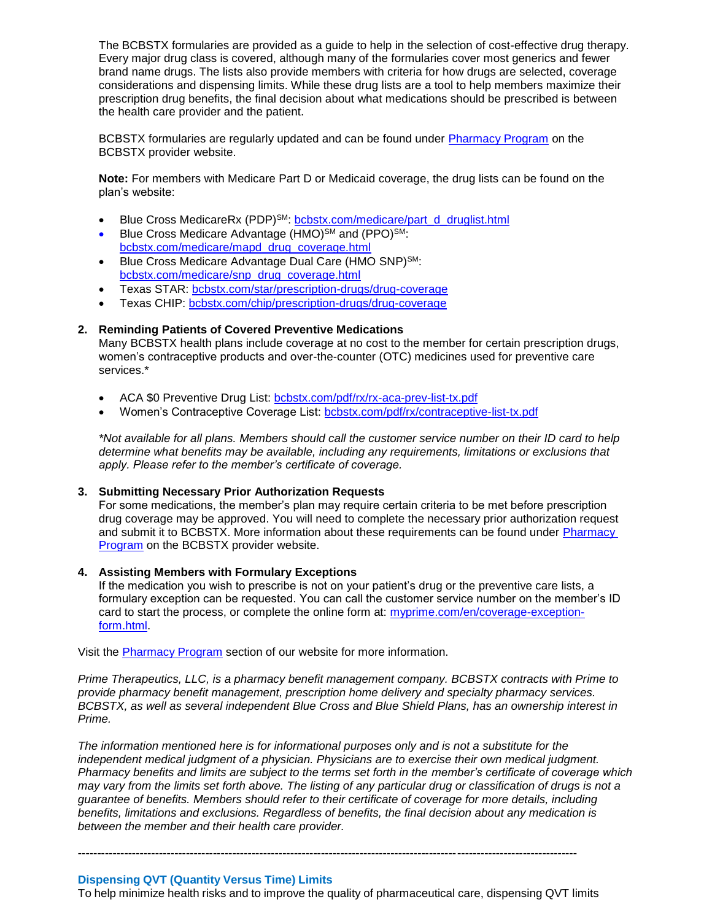The BCBSTX formularies are provided as a guide to help in the selection of cost-effective drug therapy. Every major drug class is covered, although many of the formularies cover most generics and fewer brand name drugs. The lists also provide members with criteria for how drugs are selected, coverage considerations and dispensing limits. While these drug lists are a tool to help members maximize their prescription drug benefits, the final decision about what medications should be prescribed is between the health care provider and the patient.

BCBSTX formularies are regularly updated and can be found under Pharmacy Program on the BCBSTX provider website.

**Note:** For members with Medicare Part D or Medicaid coverage, the drug lists can be found on the plan's website:

- Blue Cross MedicareRx (PDP)[SM]: bcbstx.com/medicare/part_d_druglist.html
- Blue Cross Medicare Advantage (HMO)[SM] and (PPO)[SM]: bcbstx.com/medicare/mapd_drug_coverage.html
- Blue Cross Medicare Advantage Dual Care (HMO SNP)[SM]: bcbstx.com/medicare/snp_drug_coverage.html
- Texas STAR: bcbstx.com/star/prescription-drugs/drug-coverage
- Texas CHIP: bcbstx.com/chip/prescription-drugs/drug-coverage

2. **Reminding Patients of Covered Preventive Medications**
   Many BCBSTX health plans include coverage at no cost to the member for certain prescription drugs, women's contraceptive products and over-the-counter (OTC) medicines used for preventive care services.*

   - ACA $0 Preventive Drug List: bcbstx.com/pdf/rx/rx-aca-prev-list-tx.pdf
   - Women's Contraceptive Coverage List: bcbstx.com/pdf/rx/contraceptive-list-tx.pdf

   *\*Not available for all plans. Members should call the customer service number on their ID card to help determine what benefits may be available, including any requirements, limitations or exclusions that apply. Please refer to the member's certificate of coverage.*

3. **Submitting Necessary Prior Authorization Requests**
   For some medications, the member's plan may require certain criteria to be met before prescription drug coverage may be approved. You will need to complete the necessary prior authorization request and submit it to BCBSTX. More information about these requirements can be found under Pharmacy Program on the BCBSTX provider website.

4. **Assisting Members with Formulary Exceptions**
   If the medication you wish to prescribe is not on your patient's drug or the preventive care lists, a formulary exception can be requested. You can call the customer service number on the member's ID card to start the process, or complete the online form at: myprime.com/en/coverage-exception-form.html.

Visit the Pharmacy Program section of our website for more information.

*Prime Therapeutics, LLC, is a pharmacy benefit management company. BCBSTX contracts with Prime to provide pharmacy benefit management, prescription home delivery and specialty pharmacy services. BCBSTX, as well as several independent Blue Cross and Blue Shield Plans, has an ownership interest in Prime.*

*The information mentioned here is for informational purposes only and is not a substitute for the independent medical judgment of a physician. Physicians are to exercise their own medical judgment. Pharmacy benefits and limits are subject to the terms set forth in the member's certificate of coverage which may vary from the limits set forth above. The listing of any particular drug or classification of drugs is not a guarantee of benefits. Members should refer to their certificate of coverage for more details, including benefits, limitations and exclusions. Regardless of benefits, the final decision about any medication is between the member and their health care provider.*

---

### Dispensing QVT (Quantity Versus Time) Limits

To help minimize health risks and to improve the quality of pharmaceutical care, dispensing QVT limits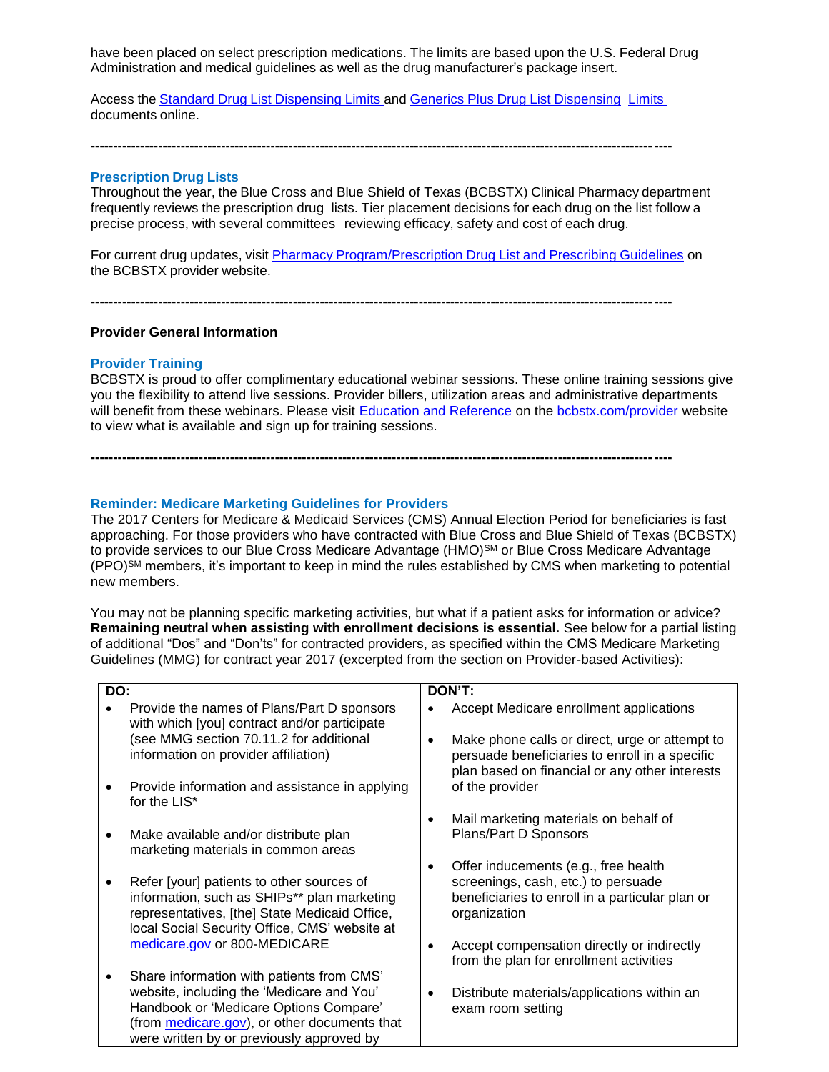have been placed on select prescription medications. The limits are based upon the U.S. Federal Drug Administration and medical guidelines as well as the drug manufacturer's package insert.

Access the [Standard Drug List Dispensing Limits](#) and [Generics Plus Drug List Dispensing Limits](#) documents online.

---

### Prescription Drug Lists

Throughout the year, the Blue Cross and Blue Shield of Texas (BCBSTX) Clinical Pharmacy department frequently reviews the prescription drug lists. Tier placement decisions for each drug on the list follow a precise process, with several committees reviewing efficacy, safety and cost of each drug.

For current drug updates, visit [Pharmacy Program/Prescription Drug List and Prescribing Guidelines](#) on the BCBSTX provider website.

---

## Provider General Information

### Provider Training

BCBSTX is proud to offer complimentary educational webinar sessions. These online training sessions give you the flexibility to attend live sessions. Provider billers, utilization areas and administrative departments will benefit from these webinars. Please visit [Education and Reference](#) on the [bcbstx.com/provider](#) website to view what is available and sign up for training sessions.

---

### Reminder: Medicare Marketing Guidelines for Providers

The 2017 Centers for Medicare & Medicaid Services (CMS) Annual Election Period for beneficiaries is fast approaching. For those providers who have contracted with Blue Cross and Blue Shield of Texas (BCBSTX) to provide services to our Blue Cross Medicare Advantage (HMO)SM or Blue Cross Medicare Advantage (PPO)SM members, it's important to keep in mind the rules established by CMS when marketing to potential new members.

You may not be planning specific marketing activities, but what if a patient asks for information or advice? **Remaining neutral when assisting with enrollment decisions is essential.** See below for a partial listing of additional "Dos" and "Don'ts" for contracted providers, as specified within the CMS Medicare Marketing Guidelines (MMG) for contract year 2017 (excerpted from the section on Provider-based Activities):

| DO: | DON'T: |
|---|---|
| • Provide the names of Plans/Part D sponsors with which [you] contract and/or participate (see MMG section 70.11.2 for additional information on provider affiliation)<br><br>• Provide information and assistance in applying for the LIS*<br><br>• Make available and/or distribute plan marketing materials in common areas<br><br>• Refer [your] patients to other sources of information, such as SHIPs** plan marketing representatives, [the] State Medicaid Office, local Social Security Office, CMS' website at [medicare.gov](#) or 800-MEDICARE<br><br>• Share information with patients from CMS' website, including the 'Medicare and You' Handbook or 'Medicare Options Compare' (from [medicare.gov](#)), or other documents that were written by or previously approved by | • Accept Medicare enrollment applications<br><br>• Make phone calls or direct, urge or attempt to persuade beneficiaries to enroll in a specific plan based on financial or any other interests of the provider<br><br>• Mail marketing materials on behalf of Plans/Part D Sponsors<br><br>• Offer inducements (e.g., free health screenings, cash, etc.) to persuade beneficiaries to enroll in a particular plan or organization<br><br>• Accept compensation directly or indirectly from the plan for enrollment activities<br><br>• Distribute materials/applications within an exam room setting |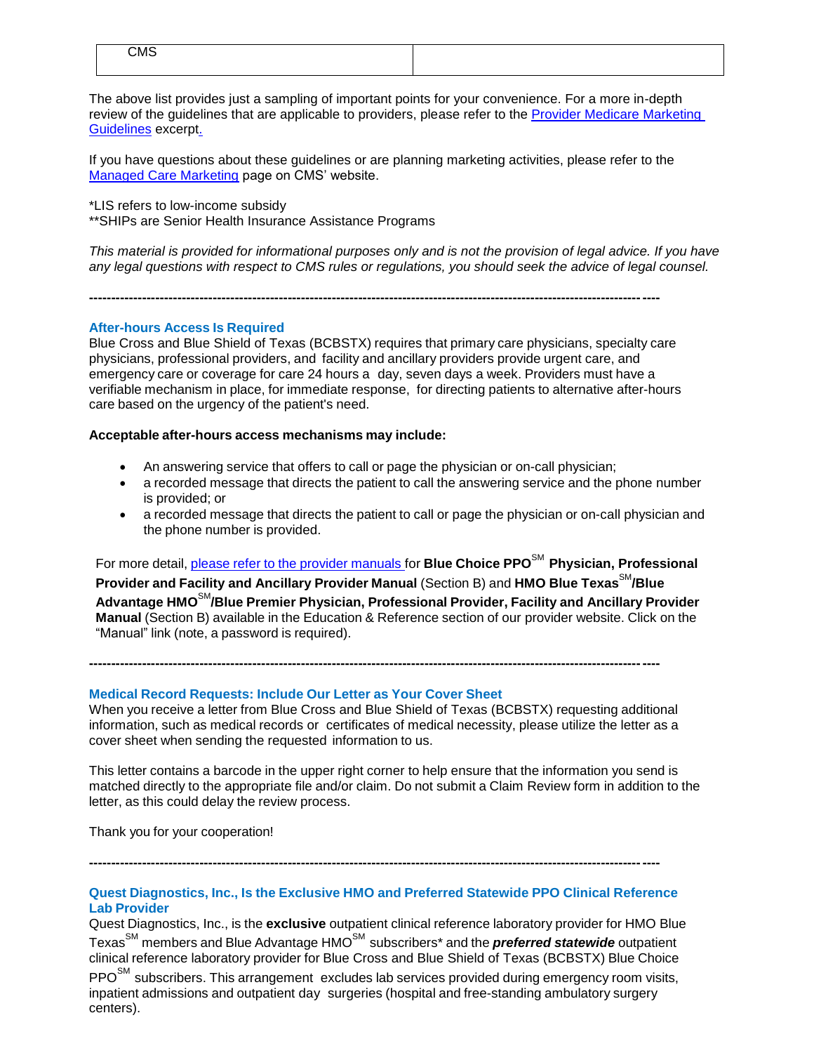| CMS | |
|---|---|

The above list provides just a sampling of important points for your convenience. For a more in-depth review of the guidelines that are applicable to providers, please refer to the Provider Medicare Marketing Guidelines excerpt.

If you have questions about these guidelines or are planning marketing activities, please refer to the Managed Care Marketing page on CMS' website.

*LIS refers to low-income subsidy
**SHIPs are Senior Health Insurance Assistance Programs

*This material is provided for informational purposes only and is not the provision of legal advice. If you have any legal questions with respect to CMS rules or regulations, you should seek the advice of legal counsel.*

---

### After-hours Access Is Required

Blue Cross and Blue Shield of Texas (BCBSTX) requires that primary care physicians, specialty care physicians, professional providers, and facility and ancillary providers provide urgent care, and emergency care or coverage for care 24 hours a day, seven days a week. Providers must have a verifiable mechanism in place, for immediate response, for directing patients to alternative after-hours care based on the urgency of the patient's need.

**Acceptable after-hours access mechanisms may include:**

- An answering service that offers to call or page the physician or on-call physician;
- a recorded message that directs the patient to call the answering service and the phone number is provided; or
- a recorded message that directs the patient to call or page the physician or on-call physician and the phone number is provided.

For more detail, please refer to the provider manuals for **Blue Choice PPO℠ Physician, Professional Provider and Facility and Ancillary Provider Manual** (Section B) and **HMO Blue Texas℠/Blue Advantage HMO℠/Blue Premier Physician, Professional Provider, Facility and Ancillary Provider Manual** (Section B) available in the Education & Reference section of our provider website. Click on the "Manual" link (note, a password is required).

---

### Medical Record Requests: Include Our Letter as Your Cover Sheet

When you receive a letter from Blue Cross and Blue Shield of Texas (BCBSTX) requesting additional information, such as medical records or certificates of medical necessity, please utilize the letter as a cover sheet when sending the requested information to us.

This letter contains a barcode in the upper right corner to help ensure that the information you send is matched directly to the appropriate file and/or claim. Do not submit a Claim Review form in addition to the letter, as this could delay the review process.

Thank you for your cooperation!

---

### Quest Diagnostics, Inc., Is the Exclusive HMO and Preferred Statewide PPO Clinical Reference Lab Provider

Quest Diagnostics, Inc., is the **exclusive** outpatient clinical reference laboratory provider for HMO Blue Texas℠ members and Blue Advantage HMO℠ subscribers* and the ***preferred statewide*** outpatient clinical reference laboratory provider for Blue Cross and Blue Shield of Texas (BCBSTX) Blue Choice PPO℠ subscribers. This arrangement excludes lab services provided during emergency room visits, inpatient admissions and outpatient day surgeries (hospital and free-standing ambulatory surgery centers).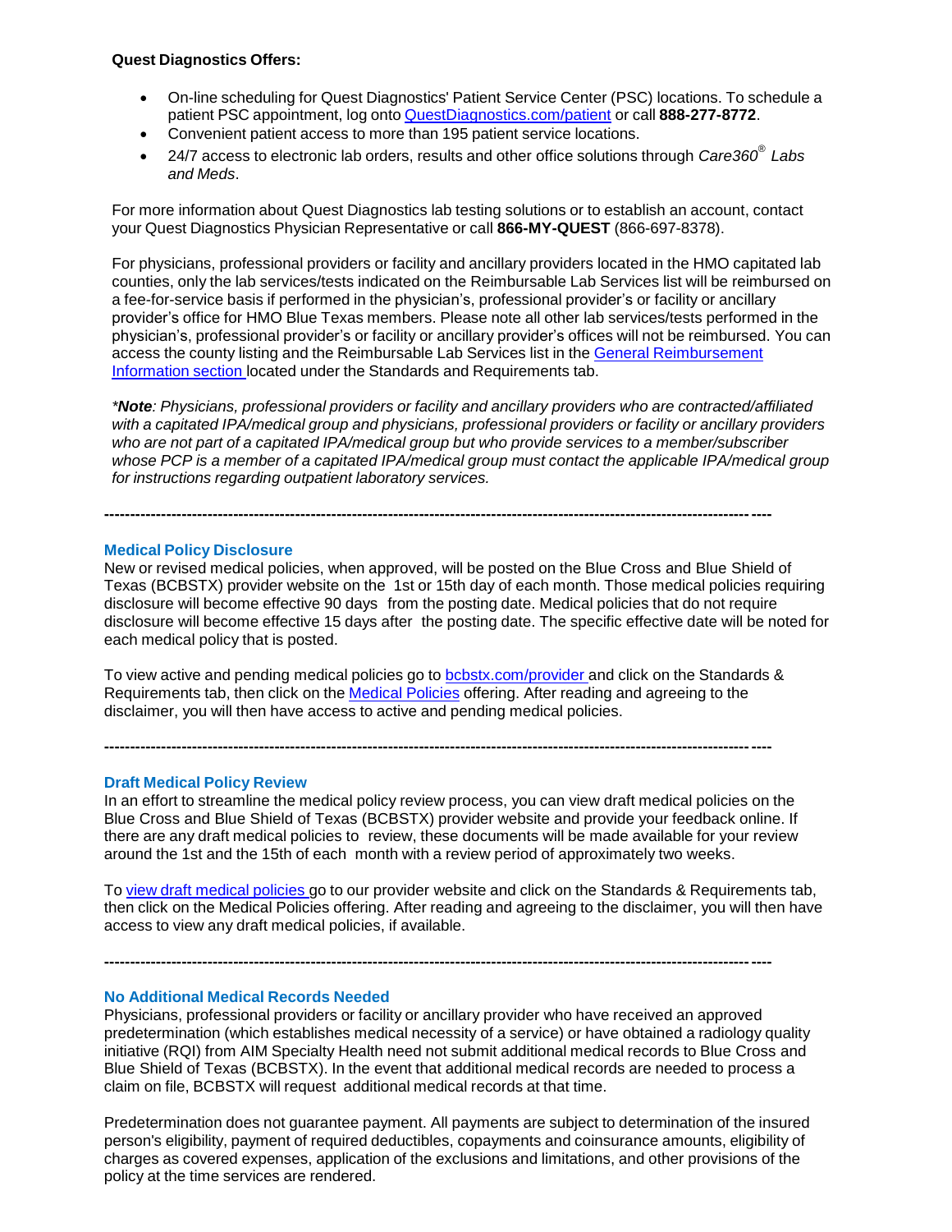**Quest Diagnostics Offers:**

- On-line scheduling for Quest Diagnostics' Patient Service Center (PSC) locations. To schedule a patient PSC appointment, log onto QuestDiagnostics.com/patient or call **888-277-8772**.
- Convenient patient access to more than 195 patient service locations.
- 24/7 access to electronic lab orders, results and other office solutions through *Care360® Labs and Meds*.

For more information about Quest Diagnostics lab testing solutions or to establish an account, contact your Quest Diagnostics Physician Representative or call **866-MY-QUEST** (866-697-8378).

For physicians, professional providers or facility and ancillary providers located in the HMO capitated lab counties, only the lab services/tests indicated on the Reimbursable Lab Services list will be reimbursed on a fee-for-service basis if performed in the physician's, professional provider's or facility or ancillary provider's office for HMO Blue Texas members. Please note all other lab services/tests performed in the physician's, professional provider's or facility or ancillary provider's offices will not be reimbursed. You can access the county listing and the Reimbursable Lab Services list in the General Reimbursement Information section located under the Standards and Requirements tab.

*\*__Note__: Physicians, professional providers or facility and ancillary providers who are contracted/affiliated with a capitated IPA/medical group and physicians, professional providers or facility or ancillary providers who are not part of a capitated IPA/medical group but who provide services to a member/subscriber whose PCP is a member of a capitated IPA/medical group must contact the applicable IPA/medical group for instructions regarding outpatient laboratory services.*

---

### Medical Policy Disclosure

New or revised medical policies, when approved, will be posted on the Blue Cross and Blue Shield of Texas (BCBSTX) provider website on the 1st or 15th day of each month. Those medical policies requiring disclosure will become effective 90 days from the posting date. Medical policies that do not require disclosure will become effective 15 days after the posting date. The specific effective date will be noted for each medical policy that is posted.

To view active and pending medical policies go to bcbstx.com/provider and click on the Standards & Requirements tab, then click on the Medical Policies offering. After reading and agreeing to the disclaimer, you will then have access to active and pending medical policies.

---

### Draft Medical Policy Review

In an effort to streamline the medical policy review process, you can view draft medical policies on the Blue Cross and Blue Shield of Texas (BCBSTX) provider website and provide your feedback online. If there are any draft medical policies to review, these documents will be made available for your review around the 1st and the 15th of each month with a review period of approximately two weeks.

To view draft medical policies go to our provider website and click on the Standards & Requirements tab, then click on the Medical Policies offering. After reading and agreeing to the disclaimer, you will then have access to view any draft medical policies, if available.

---

### No Additional Medical Records Needed

Physicians, professional providers or facility or ancillary provider who have received an approved predetermination (which establishes medical necessity of a service) or have obtained a radiology quality initiative (RQI) from AIM Specialty Health need not submit additional medical records to Blue Cross and Blue Shield of Texas (BCBSTX). In the event that additional medical records are needed to process a claim on file, BCBSTX will request additional medical records at that time.

Predetermination does not guarantee payment. All payments are subject to determination of the insured person's eligibility, payment of required deductibles, copayments and coinsurance amounts, eligibility of charges as covered expenses, application of the exclusions and limitations, and other provisions of the policy at the time services are rendered.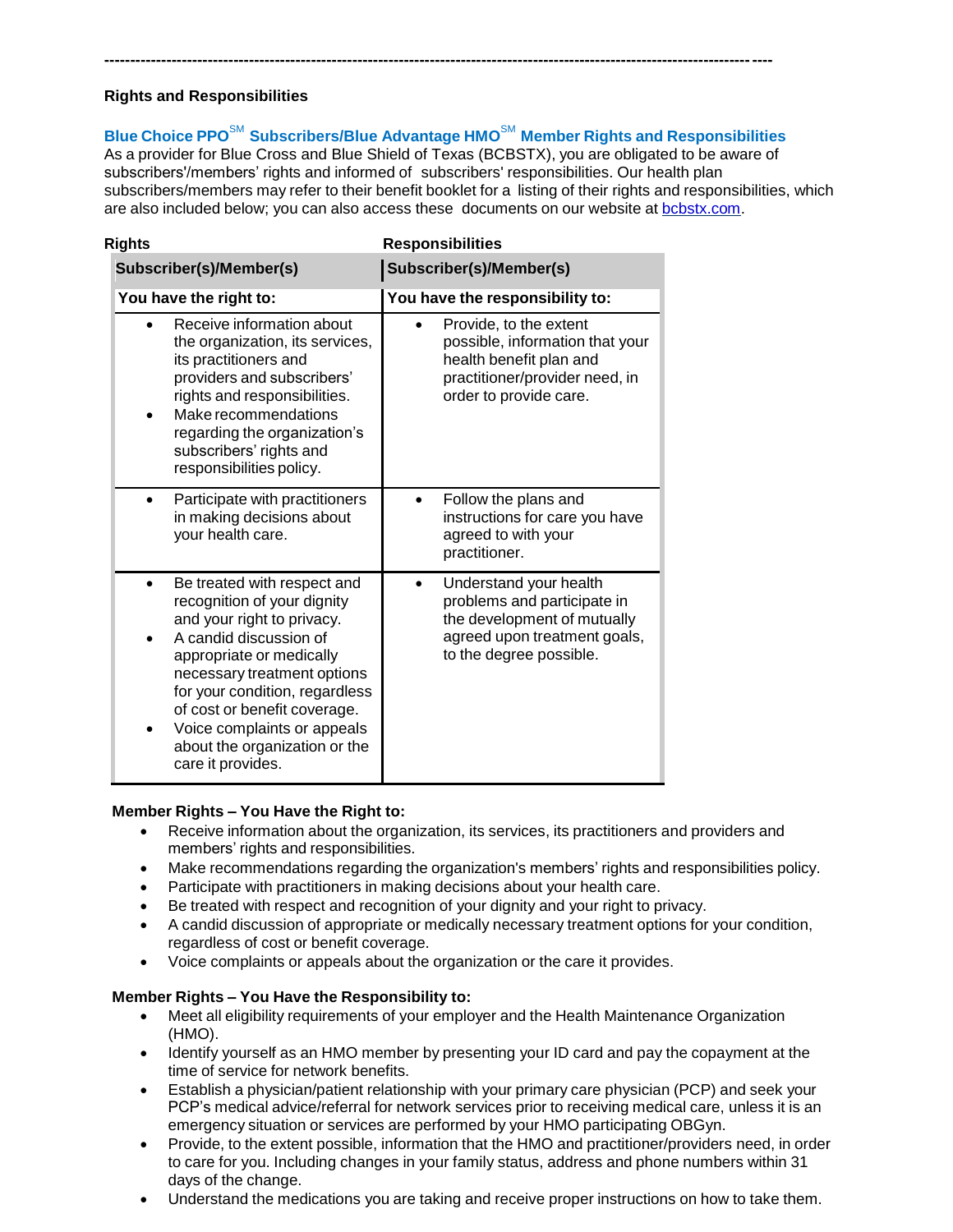---

**Rights and Responsibilities**

### Blue Choice PPO[SM] Subscribers/Blue Advantage HMO[SM] Member Rights and Responsibilities

As a provider for Blue Cross and Blue Shield of Texas (BCBSTX), you are obligated to be aware of subscribers'/members' rights and informed of subscribers' responsibilities. Our health plan subscribers/members may refer to their benefit booklet for a listing of their rights and responsibilities, which are also included below; you can also access these documents on our website at bcbstx.com.

| Rights | Responsibilities |
| --- | --- |
| **Subscriber(s)/Member(s)** | **Subscriber(s)/Member(s)** |
| **You have the right to:** | **You have the responsibility to:** |
| • Receive information about the organization, its services, its practitioners and providers and subscribers' rights and responsibilities.<br>• Make recommendations regarding the organization's subscribers' rights and responsibilities policy. | • Provide, to the extent possible, information that your health benefit plan and practitioner/provider need, in order to provide care. |
| • Participate with practitioners in making decisions about your health care. | • Follow the plans and instructions for care you have agreed to with your practitioner. |
| • Be treated with respect and recognition of your dignity and your right to privacy.<br>• A candid discussion of appropriate or medically necessary treatment options for your condition, regardless of cost or benefit coverage.<br>• Voice complaints or appeals about the organization or the care it provides. | • Understand your health problems and participate in the development of mutually agreed upon treatment goals, to the degree possible. |

**Member Rights – You Have the Right to:**

- Receive information about the organization, its services, its practitioners and providers and members' rights and responsibilities.
- Make recommendations regarding the organization's members' rights and responsibilities policy.
- Participate with practitioners in making decisions about your health care.
- Be treated with respect and recognition of your dignity and your right to privacy.
- A candid discussion of appropriate or medically necessary treatment options for your condition, regardless of cost or benefit coverage.
- Voice complaints or appeals about the organization or the care it provides.

**Member Rights – You Have the Responsibility to:**

- Meet all eligibility requirements of your employer and the Health Maintenance Organization (HMO).
- Identify yourself as an HMO member by presenting your ID card and pay the copayment at the time of service for network benefits.
- Establish a physician/patient relationship with your primary care physician (PCP) and seek your PCP's medical advice/referral for network services prior to receiving medical care, unless it is an emergency situation or services are performed by your HMO participating OBGyn.
- Provide, to the extent possible, information that the HMO and practitioner/providers need, in order to care for you. Including changes in your family status, address and phone numbers within 31 days of the change.
- Understand the medications you are taking and receive proper instructions on how to take them.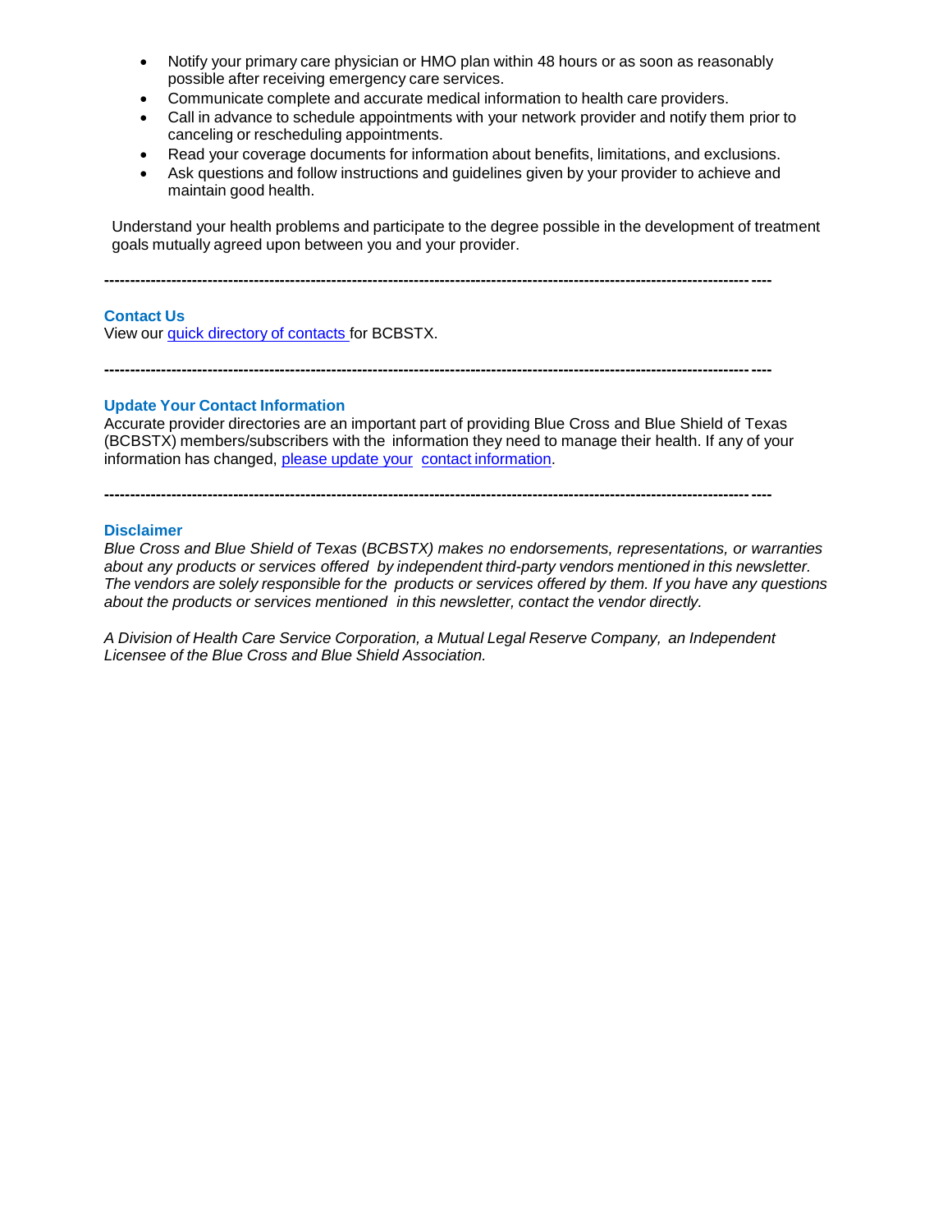- Notify your primary care physician or HMO plan within 48 hours or as soon as reasonably possible after receiving emergency care services.
- Communicate complete and accurate medical information to health care providers.
- Call in advance to schedule appointments with your network provider and notify them prior to canceling or rescheduling appointments.
- Read your coverage documents for information about benefits, limitations, and exclusions.
- Ask questions and follow instructions and guidelines given by your provider to achieve and maintain good health.

Understand your health problems and participate to the degree possible in the development of treatment goals mutually agreed upon between you and your provider.

---

### Contact Us

View our [quick directory of contacts](#) for BCBSTX.

---

### Update Your Contact Information

Accurate provider directories are an important part of providing Blue Cross and Blue Shield of Texas (BCBSTX) members/subscribers with the information they need to manage their health. If any of your information has changed, [please update your contact information](#).

---

### Disclaimer

*Blue Cross and Blue Shield of Texas (BCBSTX) makes no endorsements, representations, or warranties about any products or services offered by independent third-party vendors mentioned in this newsletter. The vendors are solely responsible for the products or services offered by them. If you have any questions about the products or services mentioned in this newsletter, contact the vendor directly.*

*A Division of Health Care Service Corporation, a Mutual Legal Reserve Company, an Independent Licensee of the Blue Cross and Blue Shield Association.*